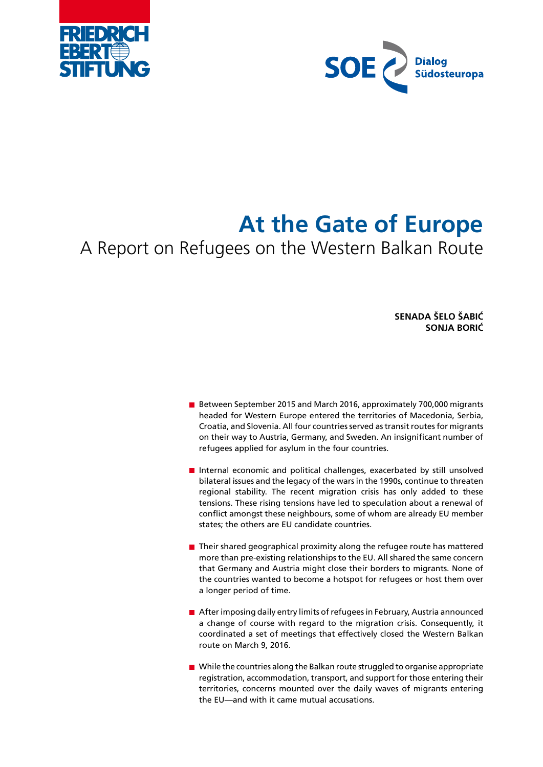FRIEDRICH EBERT STIFTUNG

SOE Dialog Südosteuropa

# At the Gate of Europe

## A Report on Refugees on the Western Balkan Route

**SENADA ŠELO ŠABIĆ**
**SONJA BORIĆ**

- Between September 2015 and March 2016, approximately 700,000 migrants headed for Western Europe entered the territories of Macedonia, Serbia, Croatia, and Slovenia. All four countries served as transit routes for migrants on their way to Austria, Germany, and Sweden. An insignificant number of refugees applied for asylum in the four countries.

- Internal economic and political challenges, exacerbated by still unsolved bilateral issues and the legacy of the wars in the 1990s, continue to threaten regional stability. The recent migration crisis has only added to these tensions. These rising tensions have led to speculation about a renewal of conflict amongst these neighbours, some of whom are already EU member states; the others are EU candidate countries.

- Their shared geographical proximity along the refugee route has mattered more than pre-existing relationships to the EU. All shared the same concern that Germany and Austria might close their borders to migrants. None of the countries wanted to become a hotspot for refugees or host them over a longer period of time.

- After imposing daily entry limits of refugees in February, Austria announced a change of course with regard to the migration crisis. Consequently, it coordinated a set of meetings that effectively closed the Western Balkan route on March 9, 2016.

- While the countries along the Balkan route struggled to organise appropriate registration, accommodation, transport, and support for those entering their territories, concerns mounted over the daily waves of migrants entering the EU—and with it came mutual accusations.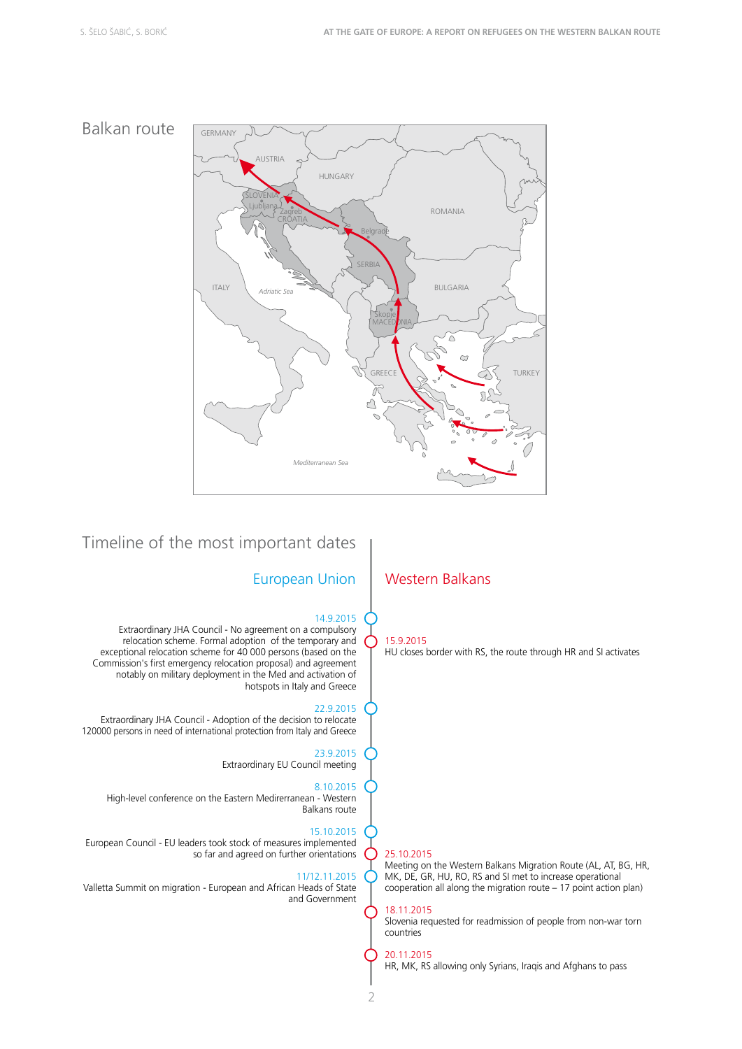## Balkan route

GERMANY
AUSTRIA
HUNGARY
SLOVENIA
Ljubljana
Zagreb
CROATIA
ROMANIA
Belgrade
SERBIA
ITALY
Adriatic Sea
BULGARIA
Skopje
MACEDONIA
GREECE
TURKEY
Mediterranean Sea

## Timeline of the most important dates

### European Union

**14.9.2015**
Extraordinary JHA Council - No agreement on a compulsory relocation scheme. Formal adoption of the temporary and exceptional relocation scheme for 40 000 persons (based on the Commission's first emergency relocation proposal) and agreement notably on military deployment in the Med and activation of hotspots in Italy and Greece

**22.9.2015**
Extraordinary JHA Council - Adoption of the decision to relocate 120000 persons in need of international protection from Italy and Greece

**23.9.2015**
Extraordinary EU Council meeting

**8.10.2015**
High-level conference on the Eastern Medirerranean - Western Balkans route

**15.10.2015**
European Council - EU leaders took stock of measures implemented so far and agreed on further orientations

**11/12.11.2015**
Valletta Summit on migration - European and African Heads of State and Government

### Western Balkans

**15.9.2015**
HU closes border with RS, the route through HR and SI activates

**25.10.2015**
Meeting on the Western Balkans Migration Route (AL, AT, BG, HR, MK, DE, GR, HU, RO, RS and SI met to increase operational cooperation all along the migration route – 17 point action plan)

**18.11.2015**
Slovenia requested for readmission of people from non-war torn countries

**20.11.2015**
HR, MK, RS allowing only Syrians, Iraqis and Afghans to pass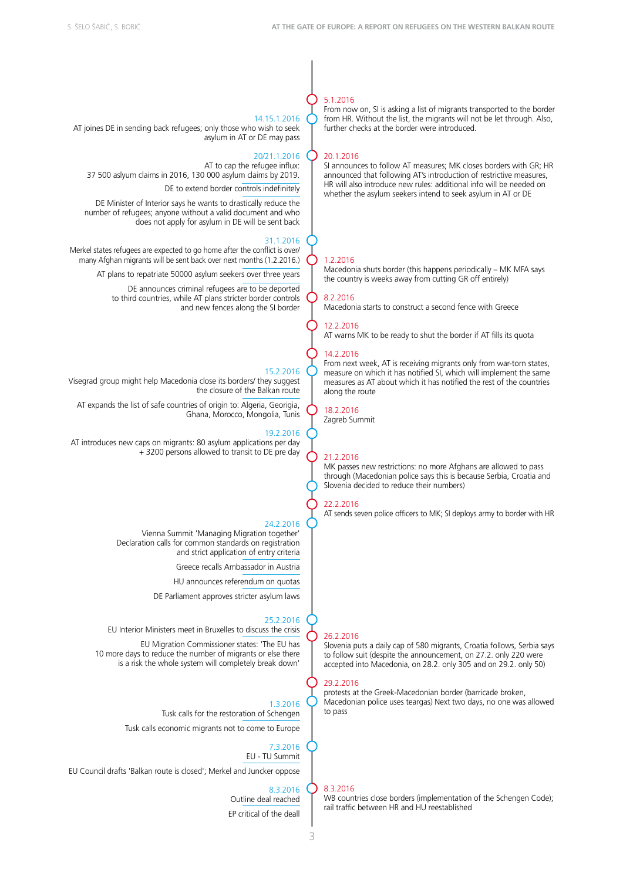**5.1.2016**
From now on, SI is asking a list of migrants transported to the border from HR. Without the list, the migrants will not be let through. Also, further checks at the border were introduced.

**14.15.1.2016**
AT joines DE in sending back refugees; only those who wish to seek asylum in AT or DE may pass

**20.1.2016**
SI announces to follow AT measures; MK closes borders with GR; HR announced that following AT's introduction of restrictive measures, HR will also introduce new rules: additional info will be needed on whether the asylum seekers intend to seek asylum in AT or DE

**20/21.1.2016**
AT to cap the refugee influx: 37 500 aslyum claims in 2016, 130 000 asylum claims by 2019.

DE to extend border controls indefinitely

DE Minister of Interior says he wants to drastically reduce the number of refugees; anyone without a valid document and who does not apply for asylum in DE will be sent back

**31.1.2016**
Merkel states refugees are expected to go home after the conflict is over/ many Afghan migrants will be sent back over next months (1.2.2016.)

AT plans to repatriate 50000 asylum seekers over three years

DE announces criminal refugees are to be deported to third countries, while AT plans stricter border controls and new fences along the SI border

**1.2.2016**
Macedonia shuts border (this happens periodically – MK MFA says the country is weeks away from cutting GR off entirely)

**8.2.2016**
Macedonia starts to construct a second fence with Greece

**12.2.2016**
AT warns MK to be ready to shut the border if AT fills its quota

**14.2.2016**
From next week, AT is receiving migrants only from war-torn states, measure on which it has notified SI, which will implement the same measures as AT about which it has notified the rest of the countries along the route

**15.2.2016**
Visegrad group might help Macedonia close its borders/ they suggest the closure of the Balkan route

AT expands the list of safe countries of origin to: Algeria, Georigia, Ghana, Morocco, Mongolia, Tunis

**18.2.2016**
Zagreb Summit

**19.2.2016**
AT introduces new caps on migrants: 80 asylum applications per day + 3200 persons allowed to transit to DE pre day

**21.2.2016**
MK passes new restrictions: no more Afghans are allowed to pass through (Macedonian police says this is because Serbia, Croatia and Slovenia decided to reduce their numbers)

**22.2.2016**
AT sends seven police officers to MK; SI deploys army to border with HR

**24.2.2016**
Vienna Summit 'Managing Migration together' Declaration calls for common standards on registration and strict application of entry criteria

Greece recalls Ambassador in Austria

HU announces referendum on quotas

DE Parliament approves stricter asylum laws

**25.2.2016**
EU Interior Ministers meet in Bruxelles to discuss the crisis

EU Migration Commissioner states: 'The EU has 10 more days to reduce the number of migrants or else there is a risk the whole system will completely break down'

**26.2.2016**
Slovenia puts a daily cap of 580 migrants, Croatia follows, Serbia says to follow suit (despite the announcement, on 27.2. only 220 were accepted into Macedonia, on 28.2. only 305 and on 29.2. only 50)

**29.2.2016**
protests at the Greek-Macedonian border (barricade broken, Macedonian police uses teargas) Next two days, no one was allowed to pass

**1.3.2016**
Tusk calls for the restoration of Schengen

Tusk calls economic migrants not to come to Europe

**7.3.2016**
EU - TU Summit

EU Council drafts 'Balkan route is closed'; Merkel and Juncker oppose

**8.3.2016**
Outline deal reached

EP critical of the deall

**8.3.2016**
WB countries close borders (implementation of the Schengen Code); rail traffic between HR and HU reestablished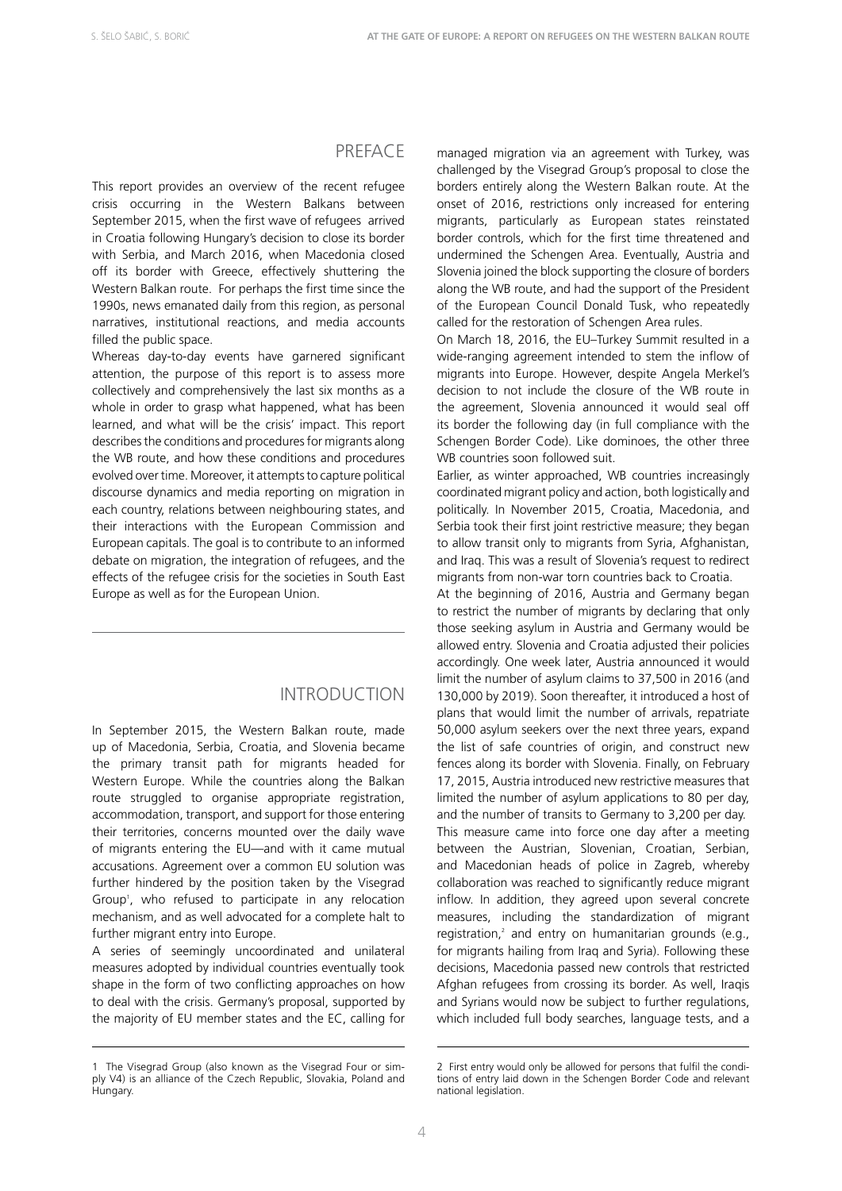## PREFACE

This report provides an overview of the recent refugee crisis occurring in the Western Balkans between September 2015, when the first wave of refugees arrived in Croatia following Hungary's decision to close its border with Serbia, and March 2016, when Macedonia closed off its border with Greece, effectively shuttering the Western Balkan route. For perhaps the first time since the 1990s, news emanated daily from this region, as personal narratives, institutional reactions, and media accounts filled the public space.

Whereas day-to-day events have garnered significant attention, the purpose of this report is to assess more collectively and comprehensively the last six months as a whole in order to grasp what happened, what has been learned, and what will be the crisis' impact. This report describes the conditions and procedures for migrants along the WB route, and how these conditions and procedures evolved over time. Moreover, it attempts to capture political discourse dynamics and media reporting on migration in each country, relations between neighbouring states, and their interactions with the European Commission and European capitals. The goal is to contribute to an informed debate on migration, the integration of refugees, and the effects of the refugee crisis for the societies in South East Europe as well as for the European Union.

## INTRODUCTION

In September 2015, the Western Balkan route, made up of Macedonia, Serbia, Croatia, and Slovenia became the primary transit path for migrants headed for Western Europe. While the countries along the Balkan route struggled to organise appropriate registration, accommodation, transport, and support for those entering their territories, concerns mounted over the daily wave of migrants entering the EU—and with it came mutual accusations. Agreement over a common EU solution was further hindered by the position taken by the Visegrad Group[1], who refused to participate in any relocation mechanism, and as well advocated for a complete halt to further migrant entry into Europe.

A series of seemingly uncoordinated and unilateral measures adopted by individual countries eventually took shape in the form of two conflicting approaches on how to deal with the crisis. Germany's proposal, supported by the majority of EU member states and the EC, calling for managed migration via an agreement with Turkey, was challenged by the Visegrad Group's proposal to close the borders entirely along the Western Balkan route. At the onset of 2016, restrictions only increased for entering migrants, particularly as European states reinstated border controls, which for the first time threatened and undermined the Schengen Area. Eventually, Austria and Slovenia joined the block supporting the closure of borders along the WB route, and had the support of the President of the European Council Donald Tusk, who repeatedly called for the restoration of Schengen Area rules.

On March 18, 2016, the EU–Turkey Summit resulted in a wide-ranging agreement intended to stem the inflow of migrants into Europe. However, despite Angela Merkel's decision to not include the closure of the WB route in the agreement, Slovenia announced it would seal off its border the following day (in full compliance with the Schengen Border Code). Like dominoes, the other three WB countries soon followed suit.

Earlier, as winter approached, WB countries increasingly coordinated migrant policy and action, both logistically and politically. In November 2015, Croatia, Macedonia, and Serbia took their first joint restrictive measure; they began to allow transit only to migrants from Syria, Afghanistan, and Iraq. This was a result of Slovenia's request to redirect migrants from non-war torn countries back to Croatia.

At the beginning of 2016, Austria and Germany began to restrict the number of migrants by declaring that only those seeking asylum in Austria and Germany would be allowed entry. Slovenia and Croatia adjusted their policies accordingly. One week later, Austria announced it would limit the number of asylum claims to 37,500 in 2016 (and 130,000 by 2019). Soon thereafter, it introduced a host of plans that would limit the number of arrivals, repatriate 50,000 asylum seekers over the next three years, expand the list of safe countries of origin, and construct new fences along its border with Slovenia. Finally, on February 17, 2015, Austria introduced new restrictive measures that limited the number of asylum applications to 80 per day, and the number of transits to Germany to 3,200 per day.

This measure came into force one day after a meeting between the Austrian, Slovenian, Croatian, Serbian, and Macedonian heads of police in Zagreb, whereby collaboration was reached to significantly reduce migrant inflow. In addition, they agreed upon several concrete measures, including the standardization of migrant registration,[2] and entry on humanitarian grounds (e.g., for migrants hailing from Iraq and Syria). Following these decisions, Macedonia passed new controls that restricted Afghan refugees from crossing its border. As well, Iraqis and Syrians would now be subject to further regulations, which included full body searches, language tests, and a

---

1 The Visegrad Group (also known as the Visegrad Four or simply V4) is an alliance of the Czech Republic, Slovakia, Poland and Hungary.

2 First entry would only be allowed for persons that fulfil the conditions of entry laid down in the Schengen Border Code and relevant national legislation.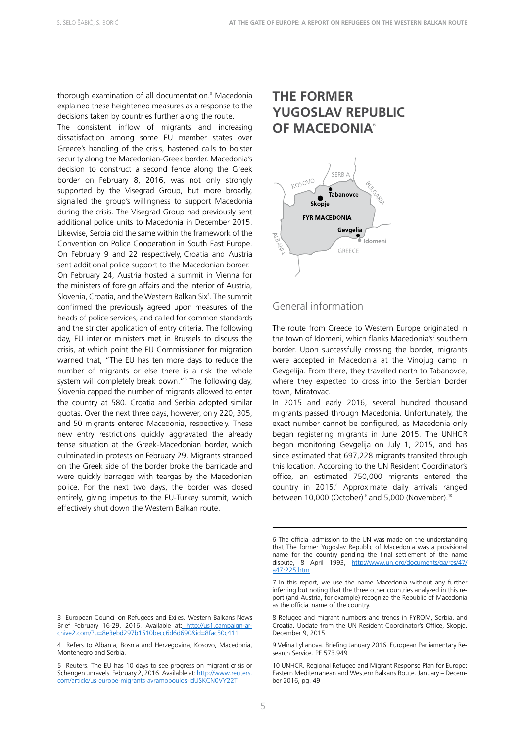thorough examination of all documentation.[3] Macedonia explained these heightened measures as a response to the decisions taken by countries further along the route.

The consistent inflow of migrants and increasing dissatisfaction among some EU member states over Greece's handling of the crisis, hastened calls to bolster security along the Macedonian-Greek border. Macedonia's decision to construct a second fence along the Greek border on February 8, 2016, was not only strongly supported by the Visegrad Group, but more broadly, signalled the group's willingness to support Macedonia during the crisis. The Visegrad Group had previously sent additional police units to Macedonia in December 2015. Likewise, Serbia did the same within the framework of the Convention on Police Cooperation in South East Europe. On February 9 and 22 respectively, Croatia and Austria sent additional police support to the Macedonian border.

On February 24, Austria hosted a summit in Vienna for the ministers of foreign affairs and the interior of Austria, Slovenia, Croatia, and the Western Balkan Six[4]. The summit confirmed the previously agreed upon measures of the heads of police services, and called for common standards and the stricter application of entry criteria. The following day, EU interior ministers met in Brussels to discuss the crisis, at which point the EU Commissioner for migration warned that, "The EU has ten more days to reduce the number of migrants or else there is a risk the whole system will completely break down."[5] The following day, Slovenia capped the number of migrants allowed to enter the country at 580. Croatia and Serbia adopted similar quotas. Over the next three days, however, only 220, 305, and 50 migrants entered Macedonia, respectively. These new entry restrictions quickly aggravated the already tense situation at the Greek-Macedonian border, which culminated in protests on February 29. Migrants stranded on the Greek side of the border broke the barricade and were quickly barraged with teargas by the Macedonian police. For the next two days, the border was closed entirely, giving impetus to the EU-Turkey summit, which effectively shut down the Western Balkan route.

3 European Council on Refugees and Exiles. Western Balkans News Brief February 16-29, 2016. Available at: http://us1.campaign-archive2.com/?u=8e3ebd297b1510becc6d6d690&id=8fac50c411

4 Refers to Albania, Bosnia and Herzegovina, Kosovo, Macedonia, Montenegro and Serbia.

5 Reuters. The EU has 10 days to see progress on migrant crisis or Schengen unravels. February 2, 2016. Available at: http://www.reuters.com/article/us-europe-migrants-avramopoulos-idUSKCN0VY22T

# THE FORMER YUGOSLAV REPUBLIC OF MACEDONIA[6]

## General information

The route from Greece to Western Europe originated in the town of Idomeni, which flanks Macedonia's[7] southern border. Upon successfully crossing the border, migrants were accepted in Macedonia at the Vinojug camp in Gevgelija. From there, they travelled north to Tabanovce, where they expected to cross into the Serbian border town, Miratovac.

In 2015 and early 2016, several hundred thousand migrants passed through Macedonia. Unfortunately, the exact number cannot be configured, as Macedonia only began registering migrants in June 2015. The UNHCR began monitoring Gevgelija on July 1, 2015, and has since estimated that 697,228 migrants transited through this location. According to the UN Resident Coordinator's office, an estimated 750,000 migrants entered the country in 2015.[8] Approximate daily arrivals ranged between 10,000 (October)[9] and 5,000 (November).[10]

6 The official admission to the UN was made on the understanding that The former Yugoslav Republic of Macedonia was a provisional name for the country pending the final settlement of the name dispute, 8 April 1993, http://www.un.org/documents/ga/res/47/a47r225.htm

7 In this report, we use the name Macedonia without any further inferring but noting that the three other countries analyzed in this report (and Austria, for example) recognize the Republic of Macedonia as the official name of the country.

8 Refugee and migrant numbers and trends in FYROM, Serbia, and Croatia. Update from the UN Resident Coordinator's Office, Skopje. December 9, 2015

9 Velina Lylianova. Briefing January 2016. European Parliamentary Research Service. PE 573.949

10 UNHCR. Regional Refugee and Migrant Response Plan for Europe: Eastern Mediterranean and Western Balkans Route. January – December 2016, pg. 49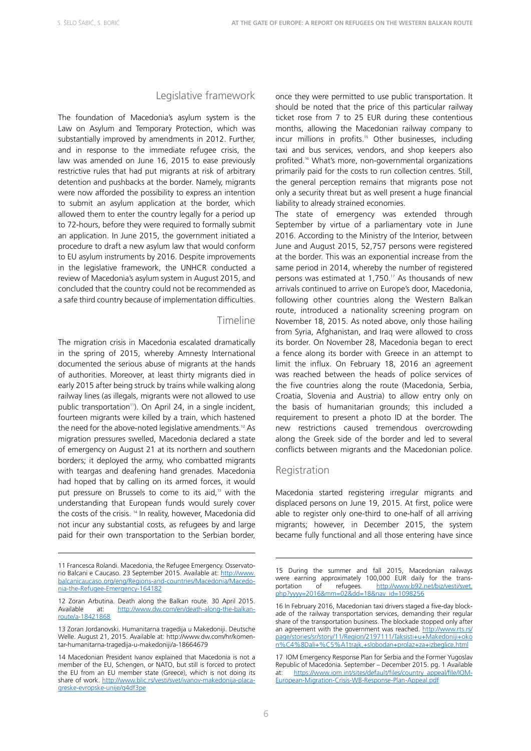## Legislative framework

The foundation of Macedonia's asylum system is the Law on Asylum and Temporary Protection, which was substantially improved by amendments in 2012. Further, and in response to the immediate refugee crisis, the law was amended on June 16, 2015 to ease previously restrictive rules that had put migrants at risk of arbitrary detention and pushbacks at the border. Namely, migrants were now afforded the possibility to express an intention to submit an asylum application at the border, which allowed them to enter the country legally for a period up to 72-hours, before they were required to formally submit an application. In June 2015, the government initiated a procedure to draft a new asylum law that would conform to EU asylum instruments by 2016. Despite improvements in the legislative framework, the UNHCR conducted a review of Macedonia's asylum system in August 2015, and concluded that the country could not be recommended as a safe third country because of implementation difficulties.

## Timeline

The migration crisis in Macedonia escalated dramatically in the spring of 2015, whereby Amnesty International documented the serious abuse of migrants at the hands of authorities. Moreover, at least thirty migrants died in early 2015 after being struck by trains while walking along railway lines (as illegals, migrants were not allowed to use public transportation[11]). On April 24, in a single incident, fourteen migrants were killed by a train, which hastened the need for the above-noted legislative amendments.[12] As migration pressures swelled, Macedonia declared a state of emergency on August 21 at its northern and southern borders; it deployed the army, who combatted migrants with teargas and deafening hand grenades. Macedonia had hoped that by calling on its armed forces, it would put pressure on Brussels to come to its aid,[13] with the understanding that European funds would surely cover the costs of the crisis.[14] In reality, however, Macedonia did not incur any substantial costs, as refugees by and large paid for their own transportation to the Serbian border, once they were permitted to use public transportation. It should be noted that the price of this particular railway ticket rose from 7 to 25 EUR during these contentious months, allowing the Macedonian railway company to incur millions in profits.[15] Other businesses, including taxi and bus services, vendors, and shop keepers also profited.[16] What's more, non-governmental organizations primarily paid for the costs to run collection centres. Still, the general perception remains that migrants pose not only a security threat but as well present a huge financial liability to already strained economies.

The state of emergency was extended through September by virtue of a parliamentary vote in June 2016. According to the Ministry of the Interior, between June and August 2015, 52,757 persons were registered at the border. This was an exponential increase from the same period in 2014, whereby the number of registered persons was estimated at 1,750.[17] As thousands of new arrivals continued to arrive on Europe's door, Macedonia, following other countries along the Western Balkan route, introduced a nationality screening program on November 18, 2015. As noted above, only those hailing from Syria, Afghanistan, and Iraq were allowed to cross its border. On November 28, Macedonia began to erect a fence along its border with Greece in an attempt to limit the influx. On February 18, 2016 an agreement was reached between the heads of police services of the five countries along the route (Macedonia, Serbia, Croatia, Slovenia and Austria) to allow entry only on the basis of humanitarian grounds; this included a requirement to present a photo ID at the border. The new restrictions caused tremendous overcrowding along the Greek side of the border and led to several conflicts between migrants and the Macedonian police.

## Registration

Macedonia started registering irregular migrants and displaced persons on June 19, 2015. At first, police were able to register only one-third to one-half of all arriving migrants; however, in December 2015, the system became fully functional and all those entering have since

---

11 Francesca Rolandi. Macedonia, the Refugee Emergency. Osservatorio Balcani e Caucaso. 23 September 2015. Available at: http://www.balcanicaucaso.org/eng/Regions-and-countries/Macedonia/Macedonia-the-Refugee-Emergency-164182

12 Zoran Arbutina. Death along the Balkan route. 30 April 2015. Available at: http://www.dw.com/en/death-along-the-balkan-route/a-18421868

13 Zoran Jordanovski. Humanitarna tragedija u Makedoniji. Deutsche Welle. August 21, 2015. Available at: http://www.dw.com/hr/komentar-humanitarna-tragedija-u-makedoniji/a-18664679

14 Macedonian President Ivanov explained that Macedonia is not a member of the EU, Schengen, or NATO, but still is forced to protect the EU from an EU member state (Greece), which is not doing its share of work. http://www.blic.rs/vesti/svet/ivanov-makedonija-placa-greske-evropske-unije/g4df3pe

15 During the summer and fall 2015, Macedonian railways were earning approximately 100,000 EUR daily for the transportation of refugees. http://www.b92.net/biz/vesti/svet.php?yyyy=2016&mm=02&dd=18&nav_id=1098256

16 In February 2016, Macedonian taxi drivers staged a five-day blockade of the railway transportation services, demanding their regular share of the transportation business. The blockade stopped only after an agreement with the government was reached. http://www.rts.rs/page/stories/sr/story/11/Region/2197111/Taksisti+u+Makedoniji+okon%C4%8Dali+%C5%A1trajk,+slobodan+prolaz+za+izbeglice.html

17 IOM Emergency Response Plan for Serbia and the Former Yugoslav Republic of Macedonia. September – December 2015. pg. 1 Available at: https://www.iom.int/sites/default/files/country_appeal/file/IOM-European-Migration-Crisis-WB-Response-Plan-Appeal.pdf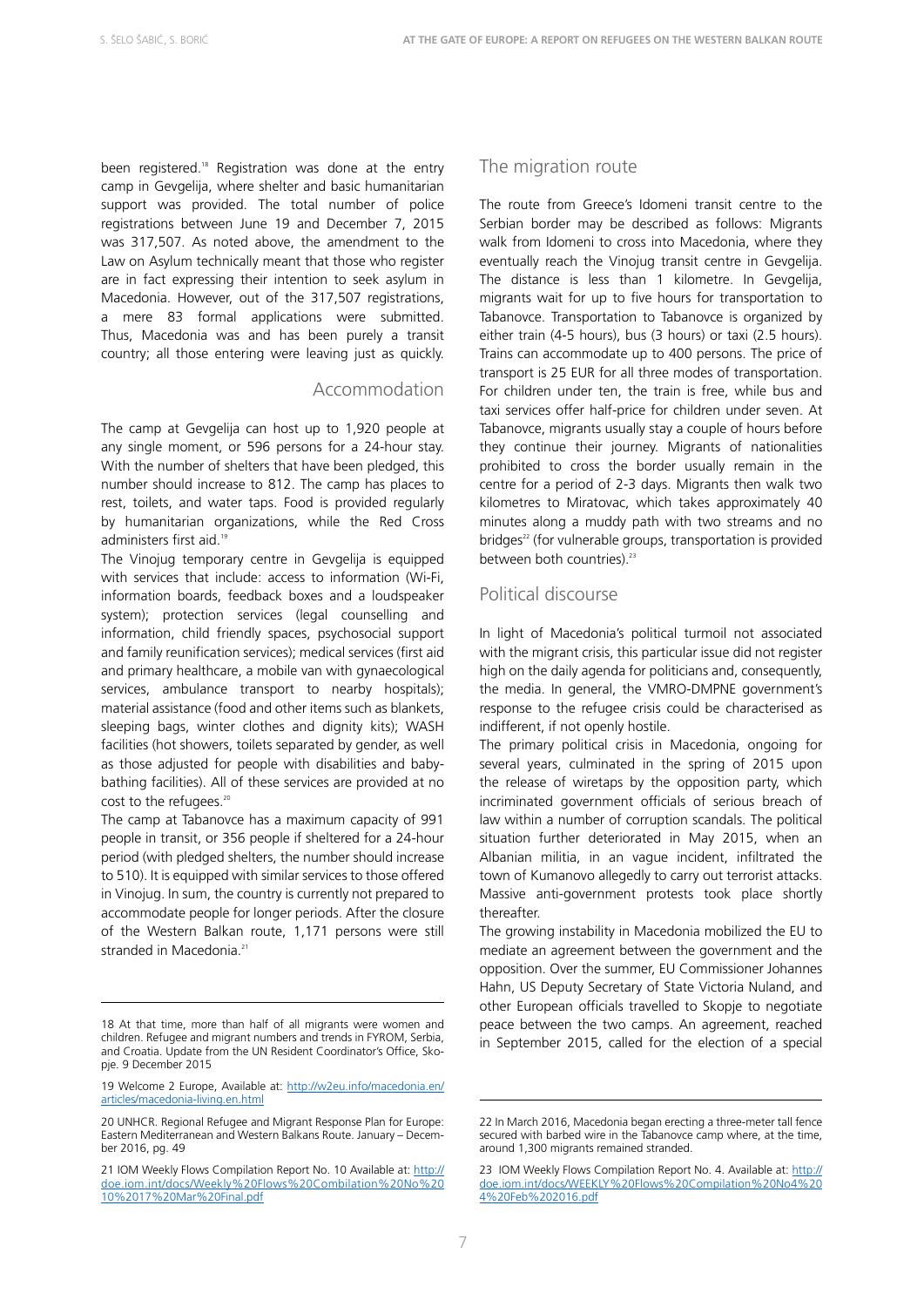been registered.[18] Registration was done at the entry camp in Gevgelija, where shelter and basic humanitarian support was provided. The total number of police registrations between June 19 and December 7, 2015 was 317,507. As noted above, the amendment to the Law on Asylum technically meant that those who register are in fact expressing their intention to seek asylum in Macedonia. However, out of the 317,507 registrations, a mere 83 formal applications were submitted. Thus, Macedonia was and has been purely a transit country; all those entering were leaving just as quickly.

### Accommodation

The camp at Gevgelija can host up to 1,920 people at any single moment, or 596 persons for a 24-hour stay. With the number of shelters that have been pledged, this number should increase to 812. The camp has places to rest, toilets, and water taps. Food is provided regularly by humanitarian organizations, while the Red Cross administers first aid.[19]

The Vinojug temporary centre in Gevgelija is equipped with services that include: access to information (Wi-Fi, information boards, feedback boxes and a loudspeaker system); protection services (legal counselling and information, child friendly spaces, psychosocial support and family reunification services); medical services (first aid and primary healthcare, a mobile van with gynaecological services, ambulance transport to nearby hospitals); material assistance (food and other items such as blankets, sleeping bags, winter clothes and dignity kits); WASH facilities (hot showers, toilets separated by gender, as well as those adjusted for people with disabilities and baby-bathing facilities). All of these services are provided at no cost to the refugees.[20]

The camp at Tabanovce has a maximum capacity of 991 people in transit, or 356 people if sheltered for a 24-hour period (with pledged shelters, the number should increase to 510). It is equipped with similar services to those offered in Vinojug. In sum, the country is currently not prepared to accommodate people for longer periods. After the closure of the Western Balkan route, 1,171 persons were still stranded in Macedonia.[21]

## The migration route

The route from Greece's Idomeni transit centre to the Serbian border may be described as follows: Migrants walk from Idomeni to cross into Macedonia, where they eventually reach the Vinojug transit centre in Gevgelija. The distance is less than 1 kilometre. In Gevgelija, migrants wait for up to five hours for transportation to Tabanovce. Transportation to Tabanovce is organized by either train (4-5 hours), bus (3 hours) or taxi (2.5 hours). Trains can accommodate up to 400 persons. The price of transport is 25 EUR for all three modes of transportation. For children under ten, the train is free, while bus and taxi services offer half-price for children under seven. At Tabanovce, migrants usually stay a couple of hours before they continue their journey. Migrants of nationalities prohibited to cross the border usually remain in the centre for a period of 2-3 days. Migrants then walk two kilometres to Miratovac, which takes approximately 40 minutes along a muddy path with two streams and no bridges[22] (for vulnerable groups, transportation is provided between both countries).[23]

## Political discourse

In light of Macedonia's political turmoil not associated with the migrant crisis, this particular issue did not register high on the daily agenda for politicians and, consequently, the media. In general, the VMRO-DMPNE government's response to the refugee crisis could be characterised as indifferent, if not openly hostile.

The primary political crisis in Macedonia, ongoing for several years, culminated in the spring of 2015 upon the release of wiretaps by the opposition party, which incriminated government officials of serious breach of law within a number of corruption scandals. The political situation further deteriorated in May 2015, when an Albanian militia, in an vague incident, infiltrated the town of Kumanovo allegedly to carry out terrorist attacks. Massive anti-government protests took place shortly thereafter.

The growing instability in Macedonia mobilized the EU to mediate an agreement between the government and the opposition. Over the summer, EU Commissioner Johannes Hahn, US Deputy Secretary of State Victoria Nuland, and other European officials travelled to Skopje to negotiate peace between the two camps. An agreement, reached in September 2015, called for the election of a special

---

18 At that time, more than half of all migrants were women and children. Refugee and migrant numbers and trends in FYROM, Serbia, and Croatia. Update from the UN Resident Coordinator's Office, Skopje. 9 December 2015

19 Welcome 2 Europe, Available at: http://w2eu.info/macedonia.en/articles/macedonia-living.en.html

20 UNHCR. Regional Refugee and Migrant Response Plan for Europe: Eastern Mediterranean and Western Balkans Route. January – December 2016, pg. 49

21 IOM Weekly Flows Compilation Report No. 10 Available at: http://doe.iom.int/docs/Weekly%20Flows%20Combilation%20No%2010%2017%20Mar%20Final.pdf

22 In March 2016, Macedonia began erecting a three-meter tall fence secured with barbed wire in the Tabanovce camp where, at the time, around 1,300 migrants remained stranded.

23 IOM Weekly Flows Compilation Report No. 4. Available at: http://doe.iom.int/docs/WEEKLY%20Flows%20Compilation%20No4%204%20Feb%202016.pdf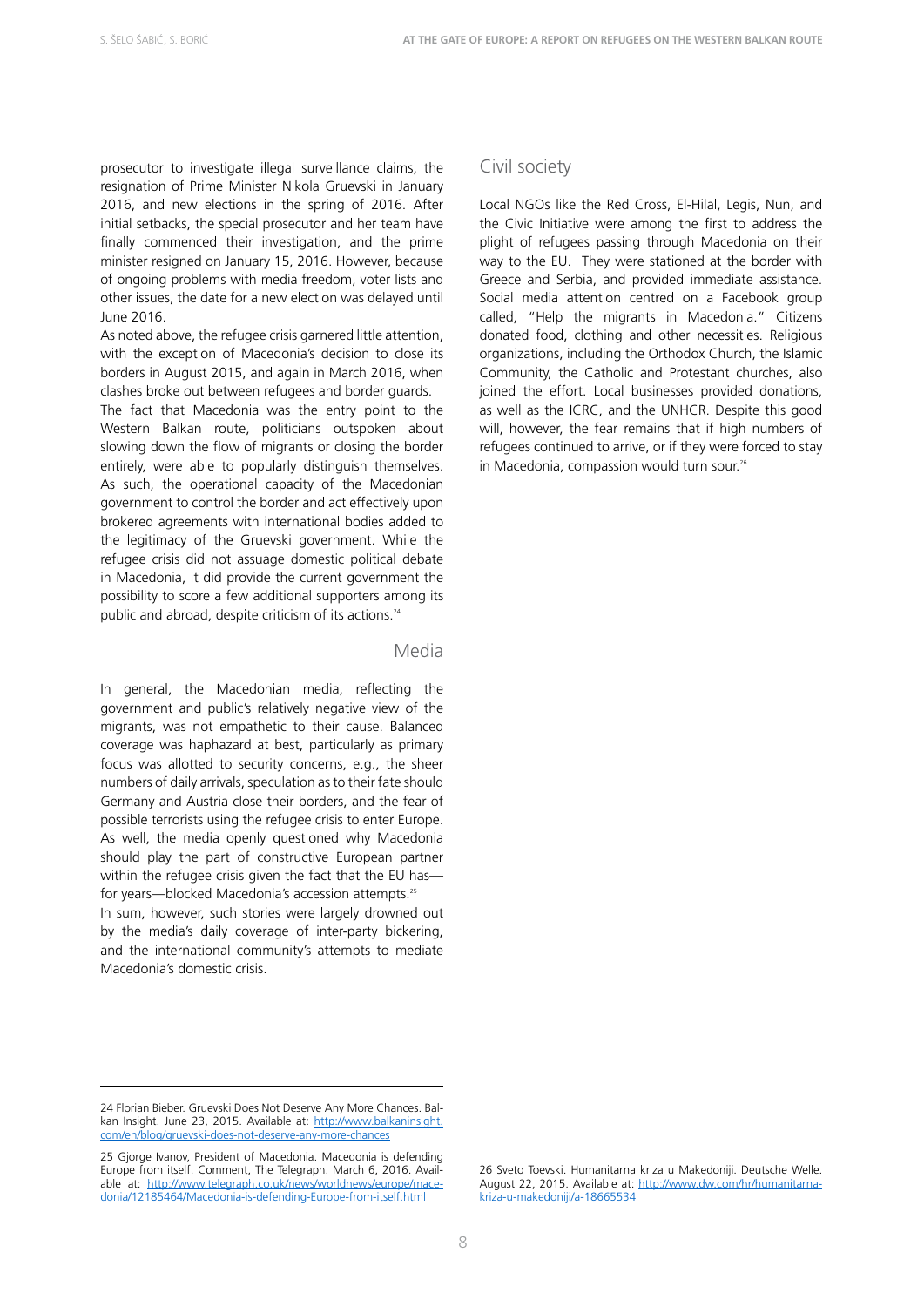prosecutor to investigate illegal surveillance claims, the resignation of Prime Minister Nikola Gruevski in January 2016, and new elections in the spring of 2016. After initial setbacks, the special prosecutor and her team have finally commenced their investigation, and the prime minister resigned on January 15, 2016. However, because of ongoing problems with media freedom, voter lists and other issues, the date for a new election was delayed until June 2016.

As noted above, the refugee crisis garnered little attention, with the exception of Macedonia's decision to close its borders in August 2015, and again in March 2016, when clashes broke out between refugees and border guards.

The fact that Macedonia was the entry point to the Western Balkan route, politicians outspoken about slowing down the flow of migrants or closing the border entirely, were able to popularly distinguish themselves. As such, the operational capacity of the Macedonian government to control the border and act effectively upon brokered agreements with international bodies added to the legitimacy of the Gruevski government. While the refugee crisis did not assuage domestic political debate in Macedonia, it did provide the current government the possibility to score a few additional supporters among its public and abroad, despite criticism of its actions.[24]

## Media

In general, the Macedonian media, reflecting the government and public's relatively negative view of the migrants, was not empathetic to their cause. Balanced coverage was haphazard at best, particularly as primary focus was allotted to security concerns, e.g., the sheer numbers of daily arrivals, speculation as to their fate should Germany and Austria close their borders, and the fear of possible terrorists using the refugee crisis to enter Europe. As well, the media openly questioned why Macedonia should play the part of constructive European partner within the refugee crisis given the fact that the EU has—for years—blocked Macedonia's accession attempts.[25]

In sum, however, such stories were largely drowned out by the media's daily coverage of inter-party bickering, and the international community's attempts to mediate Macedonia's domestic crisis.

## Civil society

Local NGOs like the Red Cross, El-Hilal, Legis, Nun, and the Civic Initiative were among the first to address the plight of refugees passing through Macedonia on their way to the EU. They were stationed at the border with Greece and Serbia, and provided immediate assistance. Social media attention centred on a Facebook group called, "Help the migrants in Macedonia." Citizens donated food, clothing and other necessities. Religious organizations, including the Orthodox Church, the Islamic Community, the Catholic and Protestant churches, also joined the effort. Local businesses provided donations, as well as the ICRC, and the UNHCR. Despite this good will, however, the fear remains that if high numbers of refugees continued to arrive, or if they were forced to stay in Macedonia, compassion would turn sour.[26]

---

24 Florian Bieber. Gruevski Does Not Deserve Any More Chances. Balkan Insight. June 23, 2015. Available at: http://www.balkaninsight.com/en/blog/gruevski-does-not-deserve-any-more-chances

25 Gjorge Ivanov, President of Macedonia. Macedonia is defending Europe from itself. Comment, The Telegraph. March 6, 2016. Available at: http://www.telegraph.co.uk/news/worldnews/europe/macedonia/12185464/Macedonia-is-defending-Europe-from-itself.html

26 Sveto Toevski. Humanitarna kriza u Makedoniji. Deutsche Welle. August 22, 2015. Available at: http://www.dw.com/hr/humanitarna-kriza-u-makedoniji/a-18665534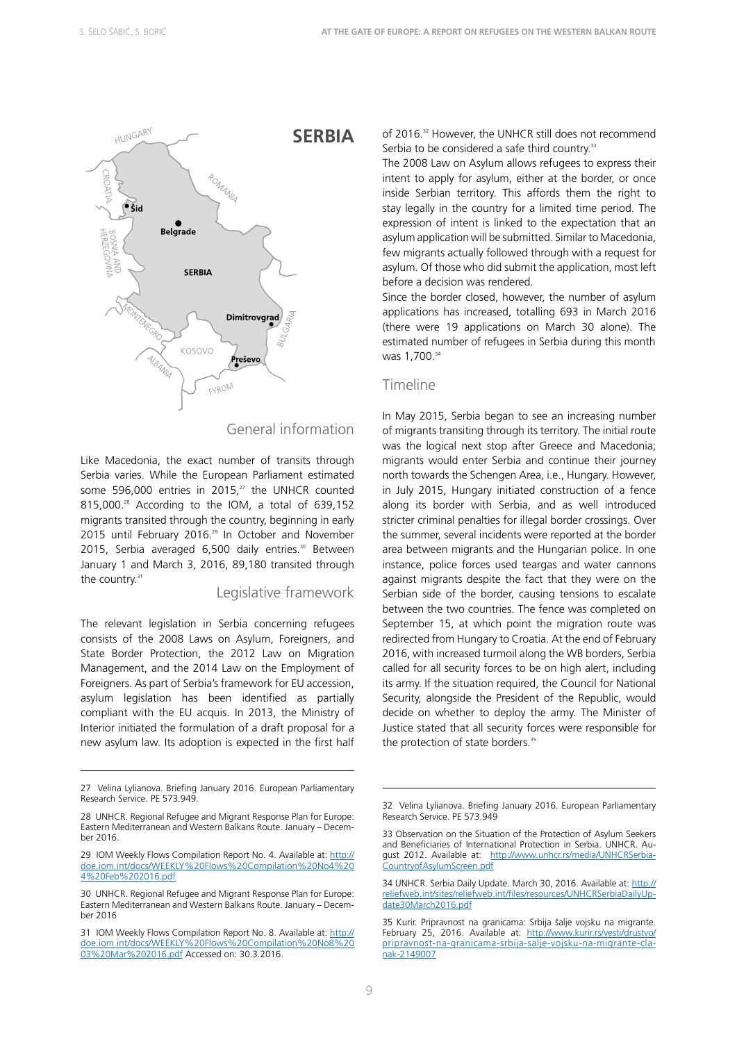# SERBIA

## General information

Like Macedonia, the exact number of transits through Serbia varies. While the European Parliament estimated some 596,000 entries in 2015,[27] the UNHCR counted 815,000.[28] According to the IOM, a total of 639,152 migrants transited through the country, beginning in early 2015 until February 2016.[29] In October and November 2015, Serbia averaged 6,500 daily entries.[30] Between January 1 and March 3, 2016, 89,180 transited through the country.[31]

## Legislative framework

The relevant legislation in Serbia concerning refugees consists of the 2008 Laws on Asylum, Foreigners, and State Border Protection, the 2012 Law on Migration Management, and the 2014 Law on the Employment of Foreigners. As part of Serbia's framework for EU accession, asylum legislation has been identified as partially compliant with the EU acquis. In 2013, the Ministry of Interior initiated the formulation of a draft proposal for a new asylum law. Its adoption is expected in the first half of 2016.[32] However, the UNHCR still does not recommend Serbia to be considered a safe third country.[33]

The 2008 Law on Asylum allows refugees to express their intent to apply for asylum, either at the border, or once inside Serbian territory. This affords them the right to stay legally in the country for a limited time period. The expression of intent is linked to the expectation that an asylum application will be submitted. Similar to Macedonia, few migrants actually followed through with a request for asylum. Of those who did submit the application, most left before a decision was rendered.

Since the border closed, however, the number of asylum applications has increased, totalling 693 in March 2016 (there were 19 applications on March 30 alone). The estimated number of refugees in Serbia during this month was 1,700.[34]

## Timeline

In May 2015, Serbia began to see an increasing number of migrants transiting through its territory. The initial route was the logical next stop after Greece and Macedonia; migrants would enter Serbia and continue their journey north towards the Schengen Area, i.e., Hungary. However, in July 2015, Hungary initiated construction of a fence along its border with Serbia, and as well introduced stricter criminal penalties for illegal border crossings. Over the summer, several incidents were reported at the border area between migrants and the Hungarian police. In one instance, police forces used teargas and water cannons against migrants despite the fact that they were on the Serbian side of the border, causing tensions to escalate between the two countries. The fence was completed on September 15, at which point the migration route was redirected from Hungary to Croatia. At the end of February 2016, with increased turmoil along the WB borders, Serbia called for all security forces to be on high alert, including its army. If the situation required, the Council for National Security, alongside the President of the Republic, would decide on whether to deploy the army. The Minister of Justice stated that all security forces were responsible for the protection of state borders.[35]

---

27 Velina Lylianova. Briefing January 2016. European Parliamentary Research Service. PE 573.949.

28 UNHCR. Regional Refugee and Migrant Response Plan for Europe: Eastern Mediterranean and Western Balkans Route. January – December 2016.

29 IOM Weekly Flows Compilation Report No. 4. Available at: http://doe.iom.int/docs/WEEKLY%20Flows%20Compilation%20No4%204%20Feb%202016.pdf

30 UNHCR. Regional Refugee and Migrant Response Plan for Europe: Eastern Mediterranean and Western Balkans Route. January – December 2016

31 IOM Weekly Flows Compilation Report No. 8. Available at: http://doe.iom.int/docs/WEEKLY%20Flows%20Compilation%20No8%2003%20Mar%202016.pdf Accessed on: 30.3.2016.

32 Velina Lylianova. Briefing January 2016. European Parliamentary Research Service. PE 573.949

33 Observation on the Situation of the Protection of Asylum Seekers and Beneficiaries of International Protection in Serbia. UNHCR. August 2012. Available at: http://www.unhcr.rs/media/UNHCRSerbiaCountryofAsylumScreen.pdf

34 UNHCR. Serbia Daily Update. March 30, 2016. Available at: http://reliefweb.int/sites/reliefweb.int/files/resources/UNHCRSerbiaDailyUpdate30March2016.pdf

35 Kurir. Pripravnost na granicama: Srbija šalje vojsku na migrante. February 25, 2016. Available at: http://www.kurir.rs/vesti/drustvo/pripravnost-na-granicama-srbija-salje-vojsku-na-migrante-clanak-2149007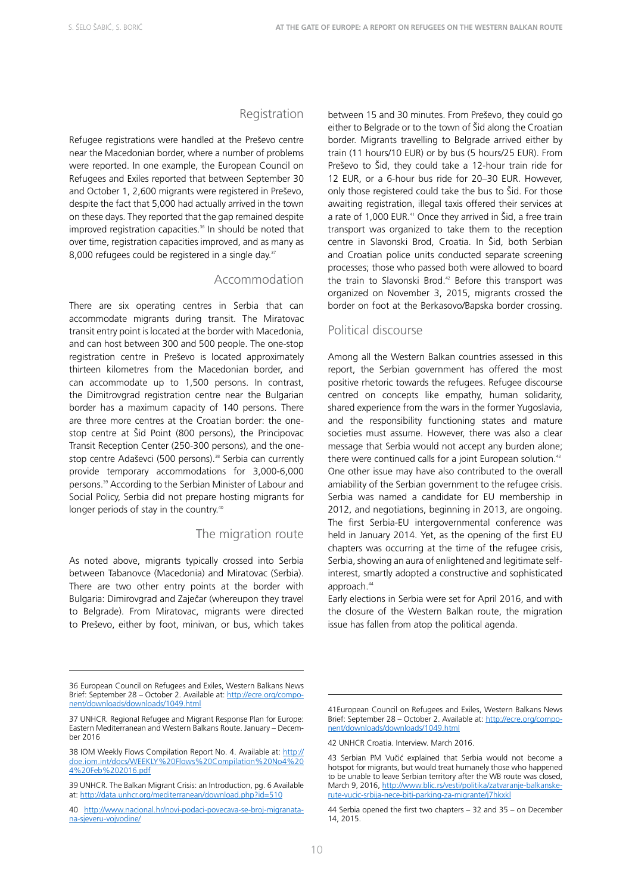## Registration

Refugee registrations were handled at the Preševo centre near the Macedonian border, where a number of problems were reported. In one example, the European Council on Refugees and Exiles reported that between September 30 and October 1, 2,600 migrants were registered in Preševo, despite the fact that 5,000 had actually arrived in the town on these days. They reported that the gap remained despite improved registration capacities.[36] In should be noted that over time, registration capacities improved, and as many as 8,000 refugees could be registered in a single day.[37]

## Accommodation

There are six operating centres in Serbia that can accommodate migrants during transit. The Miratovac transit entry point is located at the border with Macedonia, and can host between 300 and 500 people. The one-stop registration centre in Preševo is located approximately thirteen kilometres from the Macedonian border, and can accommodate up to 1,500 persons. In contrast, the Dimitrovgrad registration centre near the Bulgarian border has a maximum capacity of 140 persons. There are three more centres at the Croatian border: the one-stop centre at Šid Point (800 persons), the Principovac Transit Reception Center (250-300 persons), and the one-stop centre Adaševci (500 persons).[38] Serbia can currently provide temporary accommodations for 3,000-6,000 persons.[39] According to the Serbian Minister of Labour and Social Policy, Serbia did not prepare hosting migrants for longer periods of stay in the country.[40]

## The migration route

As noted above, migrants typically crossed into Serbia between Tabanovce (Macedonia) and Miratovac (Serbia). There are two other entry points at the border with Bulgaria: Dimirovgrad and Zaječar (whereupon they travel to Belgrade). From Miratovac, migrants were directed to Preševo, either by foot, minivan, or bus, which takes between 15 and 30 minutes. From Preševo, they could go either to Belgrade or to the town of Šid along the Croatian border. Migrants travelling to Belgrade arrived either by train (11 hours/10 EUR) or by bus (5 hours/25 EUR). From Preševo to Šid, they could take a 12-hour train ride for 12 EUR, or a 6-hour bus ride for 20–30 EUR. However, only those registered could take the bus to Šid. For those awaiting registration, illegal taxis offered their services at a rate of 1,000 EUR.[41] Once they arrived in Šid, a free train transport was organized to take them to the reception centre in Slavonski Brod, Croatia. In Šid, both Serbian and Croatian police units conducted separate screening processes; those who passed both were allowed to board the train to Slavonski Brod.[42] Before this transport was organized on November 3, 2015, migrants crossed the border on foot at the Berkasovo/Bapska border crossing.

## Political discourse

Among all the Western Balkan countries assessed in this report, the Serbian government has offered the most positive rhetoric towards the refugees. Refugee discourse centred on concepts like empathy, human solidarity, shared experience from the wars in the former Yugoslavia, and the responsibility functioning states and mature societies must assume. However, there was also a clear message that Serbia would not accept any burden alone; there were continued calls for a joint European solution.[43] One other issue may have also contributed to the overall amiability of the Serbian government to the refugee crisis. Serbia was named a candidate for EU membership in 2012, and negotiations, beginning in 2013, are ongoing. The first Serbia-EU intergovernmental conference was held in January 2014. Yet, as the opening of the first EU chapters was occurring at the time of the refugee crisis, Serbia, showing an aura of enlightened and legitimate self-interest, smartly adopted a constructive and sophisticated approach.[44]

Early elections in Serbia were set for April 2016, and with the closure of the Western Balkan route, the migration issue has fallen from atop the political agenda.

---

36 European Council on Refugees and Exiles, Western Balkans News Brief: September 28 – October 2. Available at: http://ecre.org/component/downloads/downloads/1049.html

37 UNHCR. Regional Refugee and Migrant Response Plan for Europe: Eastern Mediterranean and Western Balkans Route. January – December 2016

38 IOM Weekly Flows Compilation Report No. 4. Available at: http://doe.iom.int/docs/WEEKLY%20Flows%20Compilation%20No4%204%20Feb%202016.pdf

39 UNHCR. The Balkan Migrant Crisis: an Introduction, pg. 6 Available at: http://data.unhcr.org/mediterranean/download.php?id=510

40 http://www.nacional.hr/novi-podaci-povecava-se-broj-migranata-na-sjeveru-vojvodine/

41 European Council on Refugees and Exiles, Western Balkans News Brief: September 28 – October 2. Available at: http://ecre.org/component/downloads/downloads/1049.html

42 UNHCR Croatia. Interview. March 2016.

43 Serbian PM Vučić explained that Serbia would not become a hotspot for migrants, but would treat humanely those who happened to be unable to leave Serbian territory after the WB route was closed, March 9, 2016, http://www.blic.rs/vesti/politika/zatvaranje-balkanske-rute-vucic-srbija-nece-biti-parking-za-migrante/j7hkxkl

44 Serbia opened the first two chapters – 32 and 35 – on December 14, 2015.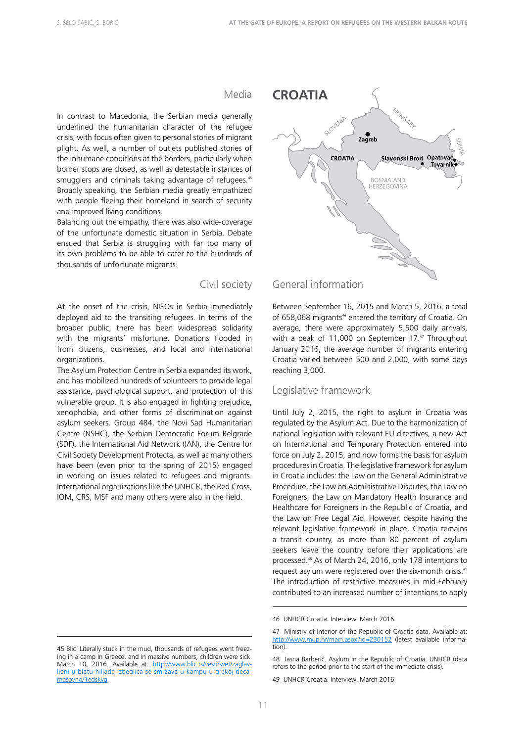## Media

In contrast to Macedonia, the Serbian media generally underlined the humanitarian character of the refugee crisis, with focus often given to personal stories of migrant plight. As well, a number of outlets published stories of the inhumane conditions at the borders, particularly when border stops are closed, as well as detestable instances of smugglers and criminals taking advantage of refugees.[45] Broadly speaking, the Serbian media greatly empathized with people fleeing their homeland in search of security and improved living conditions.

Balancing out the empathy, there was also wide-coverage of the unfortunate domestic situation in Serbia. Debate ensued that Serbia is struggling with far too many of its own problems to be able to cater to the hundreds of thousands of unfortunate migrants.

## Civil society

At the onset of the crisis, NGOs in Serbia immediately deployed aid to the transiting refugees. In terms of the broader public, there has been widespread solidarity with the migrants' misfortune. Donations flooded in from citizens, businesses, and local and international organizations.

The Asylum Protection Centre in Serbia expanded its work, and has mobilized hundreds of volunteers to provide legal assistance, psychological support, and protection of this vulnerable group. It is also engaged in fighting prejudice, xenophobia, and other forms of discrimination against asylum seekers. Group 484, the Novi Sad Humanitarian Centre (NSHC), the Serbian Democratic Forum Belgrade (SDF), the International Aid Network (IAN), the Centre for Civil Society Development Protecta, as well as many others have been (even prior to the spring of 2015) engaged in working on issues related to refugees and migrants. International organizations like the UNHCR, the Red Cross, IOM, CRS, MSF and many others were also in the field.

# CROATIA

## General information

Between September 16, 2015 and March 5, 2016, a total of 658,068 migrants[46] entered the territory of Croatia. On average, there were approximately 5,500 daily arrivals, with a peak of 11,000 on September 17.[47] Throughout January 2016, the average number of migrants entering Croatia varied between 500 and 2,000, with some days reaching 3,000.

## Legislative framework

Until July 2, 2015, the right to asylum in Croatia was regulated by the Asylum Act. Due to the harmonization of national legislation with relevant EU directives, a new Act on International and Temporary Protection entered into force on July 2, 2015, and now forms the basis for asylum procedures in Croatia. The legislative framework for asylum in Croatia includes: the Law on the General Administrative Procedure, the Law on Administrative Disputes, the Law on Foreigners, the Law on Mandatory Health Insurance and Healthcare for Foreigners in the Republic of Croatia, and the Law on Free Legal Aid. However, despite having the relevant legislative framework in place, Croatia remains a transit country, as more than 80 percent of asylum seekers leave the country before their applications are processed.[48] As of March 24, 2016, only 178 intentions to request asylum were registered over the six-month crisis.[49] The introduction of restrictive measures in mid-February contributed to an increased number of intentions to apply

---

45 Blic. Literally stuck in the mud, thousands of refugees went freezing in a camp in Greece, and in massive numbers, children were sick. March 10, 2016. Available at: http://www.blic.rs/vesti/svet/zaglavljeni-u-blatu-hiljade-izbeglica-se-smrzava-u-kampu-u-grckoj-deca-masovno/1edskyq

46 UNHCR Croatia. Interview. March 2016

47 Ministry of Interior of the Republic of Croatia data. Available at: http://www.mup.hr/main.aspx?id=230152 (latest available information).

48 Jasna Barberić. Asylum in the Republic of Croatia. UNHCR (data refers to the period prior to the start of the immediate crisis).

49 UNHCR Croatia. Interview. March 2016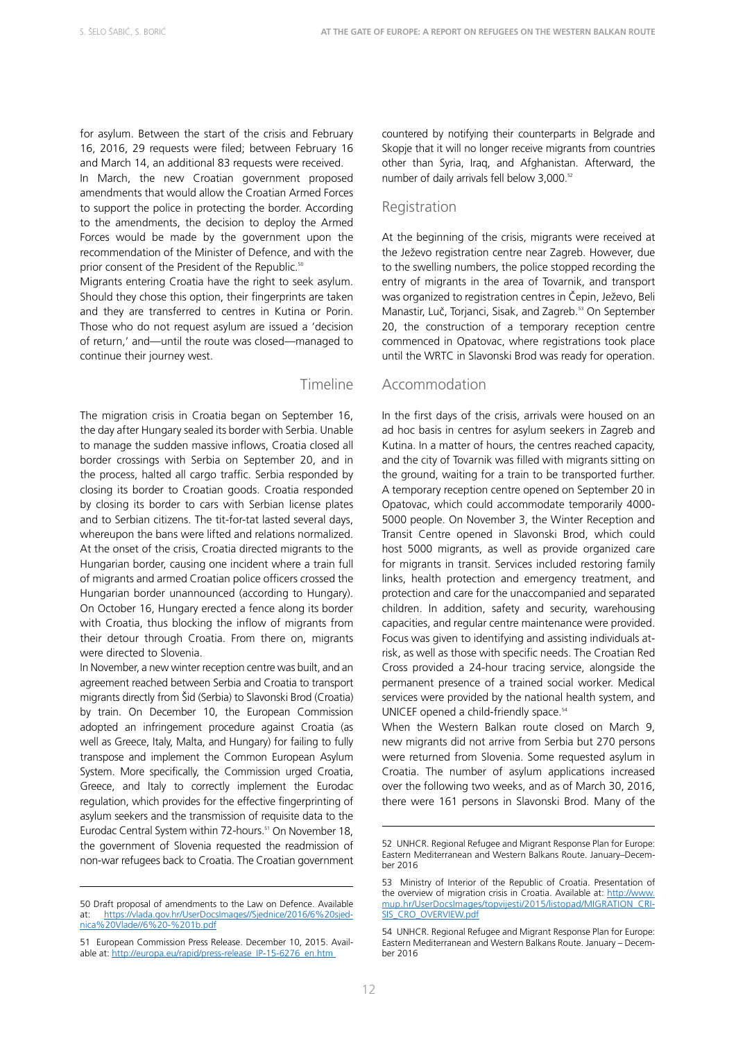for asylum. Between the start of the crisis and February 16, 2016, 29 requests were filed; between February 16 and March 14, an additional 83 requests were received.

In March, the new Croatian government proposed amendments that would allow the Croatian Armed Forces to support the police in protecting the border. According to the amendments, the decision to deploy the Armed Forces would be made by the government upon the recommendation of the Minister of Defence, and with the prior consent of the President of the Republic.[50]

Migrants entering Croatia have the right to seek asylum. Should they chose this option, their fingerprints are taken and they are transferred to centres in Kutina or Porin. Those who do not request asylum are issued a 'decision of return,' and—until the route was closed—managed to continue their journey west.

## Timeline

The migration crisis in Croatia began on September 16, the day after Hungary sealed its border with Serbia. Unable to manage the sudden massive inflows, Croatia closed all border crossings with Serbia on September 20, and in the process, halted all cargo traffic. Serbia responded by closing its border to Croatian goods. Croatia responded by closing its border to cars with Serbian license plates and to Serbian citizens. The tit-for-tat lasted several days, whereupon the bans were lifted and relations normalized. At the onset of the crisis, Croatia directed migrants to the Hungarian border, causing one incident where a train full of migrants and armed Croatian police officers crossed the Hungarian border unannounced (according to Hungary). On October 16, Hungary erected a fence along its border with Croatia, thus blocking the inflow of migrants from their detour through Croatia. From there on, migrants were directed to Slovenia.

In November, a new winter reception centre was built, and an agreement reached between Serbia and Croatia to transport migrants directly from Šid (Serbia) to Slavonski Brod (Croatia) by train. On December 10, the European Commission adopted an infringement procedure against Croatia (as well as Greece, Italy, Malta, and Hungary) for failing to fully transpose and implement the Common European Asylum System. More specifically, the Commission urged Croatia, Greece, and Italy to correctly implement the Eurodac regulation, which provides for the effective fingerprinting of asylum seekers and the transmission of requisite data to the Eurodac Central System within 72-hours.[51] On November 18, the government of Slovenia requested the readmission of non-war refugees back to Croatia. The Croatian government countered by notifying their counterparts in Belgrade and Skopje that it will no longer receive migrants from countries other than Syria, Iraq, and Afghanistan. Afterward, the number of daily arrivals fell below 3,000.[52]

## Registration

At the beginning of the crisis, migrants were received at the Ježevo registration centre near Zagreb. However, due to the swelling numbers, the police stopped recording the entry of migrants in the area of Tovarnik, and transport was organized to registration centres in Čepin, Ježevo, Beli Manastir, Luč, Torjanci, Sisak, and Zagreb.[53] On September 20, the construction of a temporary reception centre commenced in Opatovac, where registrations took place until the WRTC in Slavonski Brod was ready for operation.

## Accommodation

In the first days of the crisis, arrivals were housed on an ad hoc basis in centres for asylum seekers in Zagreb and Kutina. In a matter of hours, the centres reached capacity, and the city of Tovarnik was filled with migrants sitting on the ground, waiting for a train to be transported further. A temporary reception centre opened on September 20 in Opatovac, which could accommodate temporarily 4000-5000 people. On November 3, the Winter Reception and Transit Centre opened in Slavonski Brod, which could host 5000 migrants, as well as provide organized care for migrants in transit. Services included restoring family links, health protection and emergency treatment, and protection and care for the unaccompanied and separated children. In addition, safety and security, warehousing capacities, and regular centre maintenance were provided. Focus was given to identifying and assisting individuals at-risk, as well as those with specific needs. The Croatian Red Cross provided a 24-hour tracing service, alongside the permanent presence of a trained social worker. Medical services were provided by the national health system, and UNICEF opened a child-friendly space.[54]

When the Western Balkan route closed on March 9, new migrants did not arrive from Serbia but 270 persons were returned from Slovenia. Some requested asylum in Croatia. The number of asylum applications increased over the following two weeks, and as of March 30, 2016, there were 161 persons in Slavonski Brod. Many of the

---

50 Draft proposal of amendments to the Law on Defence. Available at: https://vlada.gov.hr/UserDocsImages//Sjednice/2016/6%20sjednica%20Vlade//6%20-%201b.pdf

51 European Commission Press Release. December 10, 2015. Available at: http://europa.eu/rapid/press-release_IP-15-6276_en.htm

52 UNHCR. Regional Refugee and Migrant Response Plan for Europe: Eastern Mediterranean and Western Balkans Route. January–December 2016

53 Ministry of Interior of the Republic of Croatia. Presentation of the overview of migration crisis in Croatia. Available at: http://www.mup.hr/UserDocsImages/topvijesti/2015/listopad/MIGRATION_CRISIS_CRO_OVERVIEW.pdf

54 UNHCR. Regional Refugee and Migrant Response Plan for Europe: Eastern Mediterranean and Western Balkans Route. January – December 2016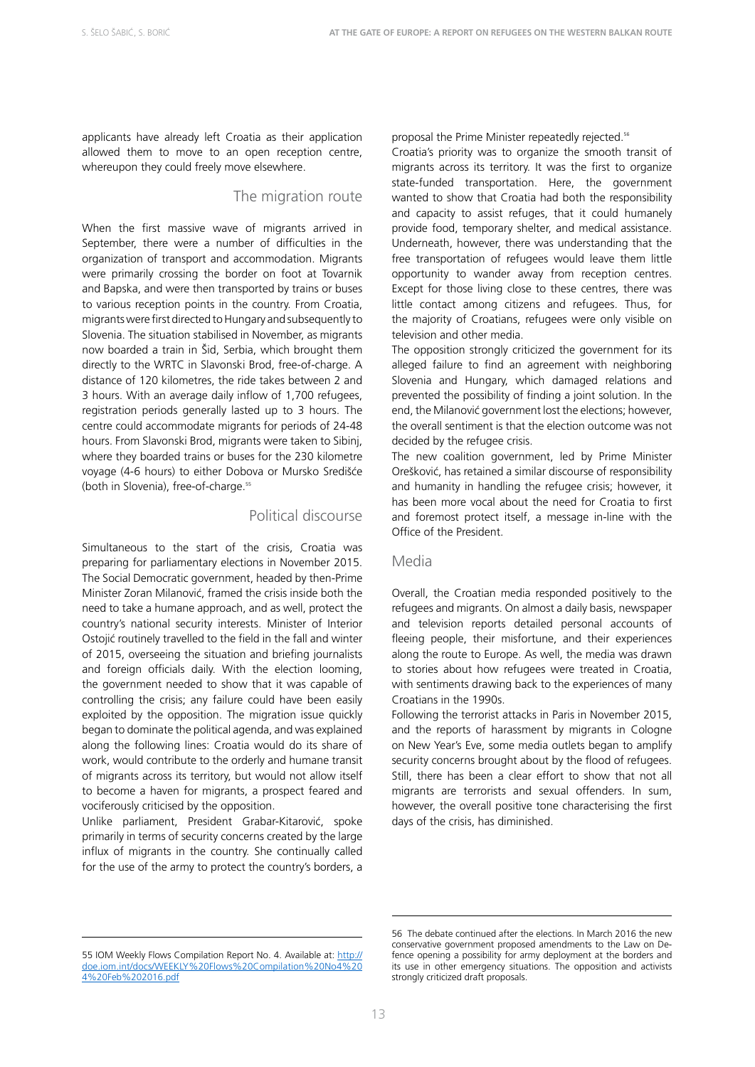applicants have already left Croatia as their application allowed them to move to an open reception centre, whereupon they could freely move elsewhere.

## The migration route

When the first massive wave of migrants arrived in September, there were a number of difficulties in the organization of transport and accommodation. Migrants were primarily crossing the border on foot at Tovarnik and Bapska, and were then transported by trains or buses to various reception points in the country. From Croatia, migrants were first directed to Hungary and subsequently to Slovenia. The situation stabilised in November, as migrants now boarded a train in Šid, Serbia, which brought them directly to the WRTC in Slavonski Brod, free-of-charge. A distance of 120 kilometres, the ride takes between 2 and 3 hours. With an average daily inflow of 1,700 refugees, registration periods generally lasted up to 3 hours. The centre could accommodate migrants for periods of 24-48 hours. From Slavonski Brod, migrants were taken to Sibinj, where they boarded trains or buses for the 230 kilometre voyage (4-6 hours) to either Dobova or Mursko Središće (both in Slovenia), free-of-charge.[55]

## Political discourse

Simultaneous to the start of the crisis, Croatia was preparing for parliamentary elections in November 2015. The Social Democratic government, headed by then-Prime Minister Zoran Milanović, framed the crisis inside both the need to take a humane approach, and as well, protect the country's national security interests. Minister of Interior Ostojić routinely travelled to the field in the fall and winter of 2015, overseeing the situation and briefing journalists and foreign officials daily. With the election looming, the government needed to show that it was capable of controlling the crisis; any failure could have been easily exploited by the opposition. The migration issue quickly began to dominate the political agenda, and was explained along the following lines: Croatia would do its share of work, would contribute to the orderly and humane transit of migrants across its territory, but would not allow itself to become a haven for migrants, a prospect feared and vociferously criticised by the opposition.

Unlike parliament, President Grabar-Kitarović, spoke primarily in terms of security concerns created by the large influx of migrants in the country. She continually called for the use of the army to protect the country's borders, a proposal the Prime Minister repeatedly rejected.[56]

Croatia's priority was to organize the smooth transit of migrants across its territory. It was the first to organize state-funded transportation. Here, the government wanted to show that Croatia had both the responsibility and capacity to assist refuges, that it could humanely provide food, temporary shelter, and medical assistance. Underneath, however, there was understanding that the free transportation of refugees would leave them little opportunity to wander away from reception centres. Except for those living close to these centres, there was little contact among citizens and refugees. Thus, for the majority of Croatians, refugees were only visible on television and other media.

The opposition strongly criticized the government for its alleged failure to find an agreement with neighboring Slovenia and Hungary, which damaged relations and prevented the possibility of finding a joint solution. In the end, the Milanović government lost the elections; however, the overall sentiment is that the election outcome was not decided by the refugee crisis.

The new coalition government, led by Prime Minister Orešković, has retained a similar discourse of responsibility and humanity in handling the refugee crisis; however, it has been more vocal about the need for Croatia to first and foremost protect itself, a message in-line with the Office of the President.

## Media

Overall, the Croatian media responded positively to the refugees and migrants. On almost a daily basis, newspaper and television reports detailed personal accounts of fleeing people, their misfortune, and their experiences along the route to Europe. As well, the media was drawn to stories about how refugees were treated in Croatia, with sentiments drawing back to the experiences of many Croatians in the 1990s.

Following the terrorist attacks in Paris in November 2015, and the reports of harassment by migrants in Cologne on New Year's Eve, some media outlets began to amplify security concerns brought about by the flood of refugees. Still, there has been a clear effort to show that not all migrants are terrorists and sexual offenders. In sum, however, the overall positive tone characterising the first days of the crisis, has diminished.

---

55 IOM Weekly Flows Compilation Report No. 4. Available at: http://doe.iom.int/docs/WEEKLY%20Flows%20Compilation%20No4%204%20Feb%202016.pdf

56 The debate continued after the elections. In March 2016 the new conservative government proposed amendments to the Law on Defence opening a possibility for army deployment at the borders and its use in other emergency situations. The opposition and activists strongly criticized draft proposals.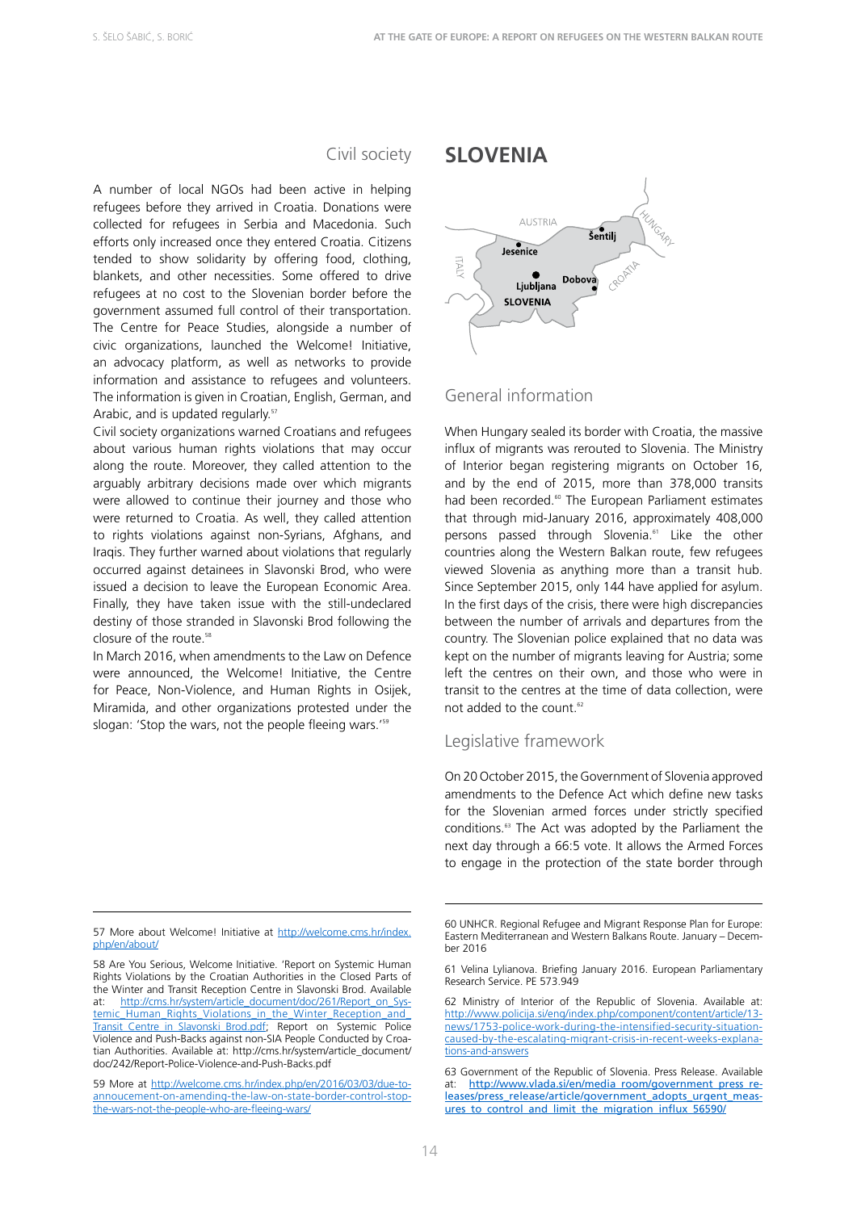### Civil society

A number of local NGOs had been active in helping refugees before they arrived in Croatia. Donations were collected for refugees in Serbia and Macedonia. Such efforts only increased once they entered Croatia. Citizens tended to show solidarity by offering food, clothing, blankets, and other necessities. Some offered to drive refugees at no cost to the Slovenian border before the government assumed full control of their transportation. The Centre for Peace Studies, alongside a number of civic organizations, launched the Welcome! Initiative, an advocacy platform, as well as networks to provide information and assistance to refugees and volunteers. The information is given in Croatian, English, German, and Arabic, and is updated regularly.[57]

Civil society organizations warned Croatians and refugees about various human rights violations that may occur along the route. Moreover, they called attention to the arguably arbitrary decisions made over which migrants were allowed to continue their journey and those who were returned to Croatia. As well, they called attention to rights violations against non-Syrians, Afghans, and Iraqis. They further warned about violations that regularly occurred against detainees in Slavonski Brod, who were issued a decision to leave the European Economic Area. Finally, they have taken issue with the still-undeclared destiny of those stranded in Slavonski Brod following the closure of the route.[58]

In March 2016, when amendments to the Law on Defence were announced, the Welcome! Initiative, the Centre for Peace, Non-Violence, and Human Rights in Osijek, Miramida, and other organizations protested under the slogan: 'Stop the wars, not the people fleeing wars.'[59]

## SLOVENIA

### General information

When Hungary sealed its border with Croatia, the massive influx of migrants was rerouted to Slovenia. The Ministry of Interior began registering migrants on October 16, and by the end of 2015, more than 378,000 transits had been recorded.[60] The European Parliament estimates that through mid-January 2016, approximately 408,000 persons passed through Slovenia.[61] Like the other countries along the Western Balkan route, few refugees viewed Slovenia as anything more than a transit hub. Since September 2015, only 144 have applied for asylum. In the first days of the crisis, there were high discrepancies between the number of arrivals and departures from the country. The Slovenian police explained that no data was kept on the number of migrants leaving for Austria; some left the centres on their own, and those who were in transit to the centres at the time of data collection, were not added to the count.[62]

### Legislative framework

On 20 October 2015, the Government of Slovenia approved amendments to the Defence Act which define new tasks for the Slovenian armed forces under strictly specified conditions.[63] The Act was adopted by the Parliament the next day through a 66:5 vote. It allows the Armed Forces to engage in the protection of the state border through

---

57 More about Welcome! Initiative at http://welcome.cms.hr/index.php/en/about/

58 Are You Serious, Welcome Initiative. 'Report on Systemic Human Rights Violations by the Croatian Authorities in the Closed Parts of the Winter and Transit Reception Centre in Slavonski Brod. Available at: http://cms.hr/system/article_document/doc/261/Report_on_Systemic_Human_Rights_Violations_in_the_Winter_Reception_and_Transit_Centre_in_Slavonski_Brod.pdf; Report on Systemic Police Violence and Push-Backs against non-SIA People Conducted by Croatian Authorities. Available at: http://cms.hr/system/article_document/doc/242/Report-Police-Violence-and-Push-Backs.pdf

59 More at http://welcome.cms.hr/index.php/en/2016/03/03/due-to-annoucement-on-amending-the-law-on-state-border-control-stop-the-wars-not-the-people-who-are-fleeing-wars/

60 UNHCR. Regional Refugee and Migrant Response Plan for Europe: Eastern Mediterranean and Western Balkans Route. January – December 2016

61 Velina Lylianova. Briefing January 2016. European Parliamentary Research Service. PE 573.949

62 Ministry of Interior of the Republic of Slovenia. Available at: http://www.policija.si/eng/index.php/component/content/article/13-news/1753-police-work-during-the-intensified-security-situation-caused-by-the-escalating-migrant-crisis-in-recent-weeks-explanations-and-answers

63 Government of the Republic of Slovenia. Press Release. Available at: http://www.vlada.si/en/media_room/government_press_releases/press_release/article/government_adopts_urgent_measures_to_control_and_limit_the_migration_influx_56590/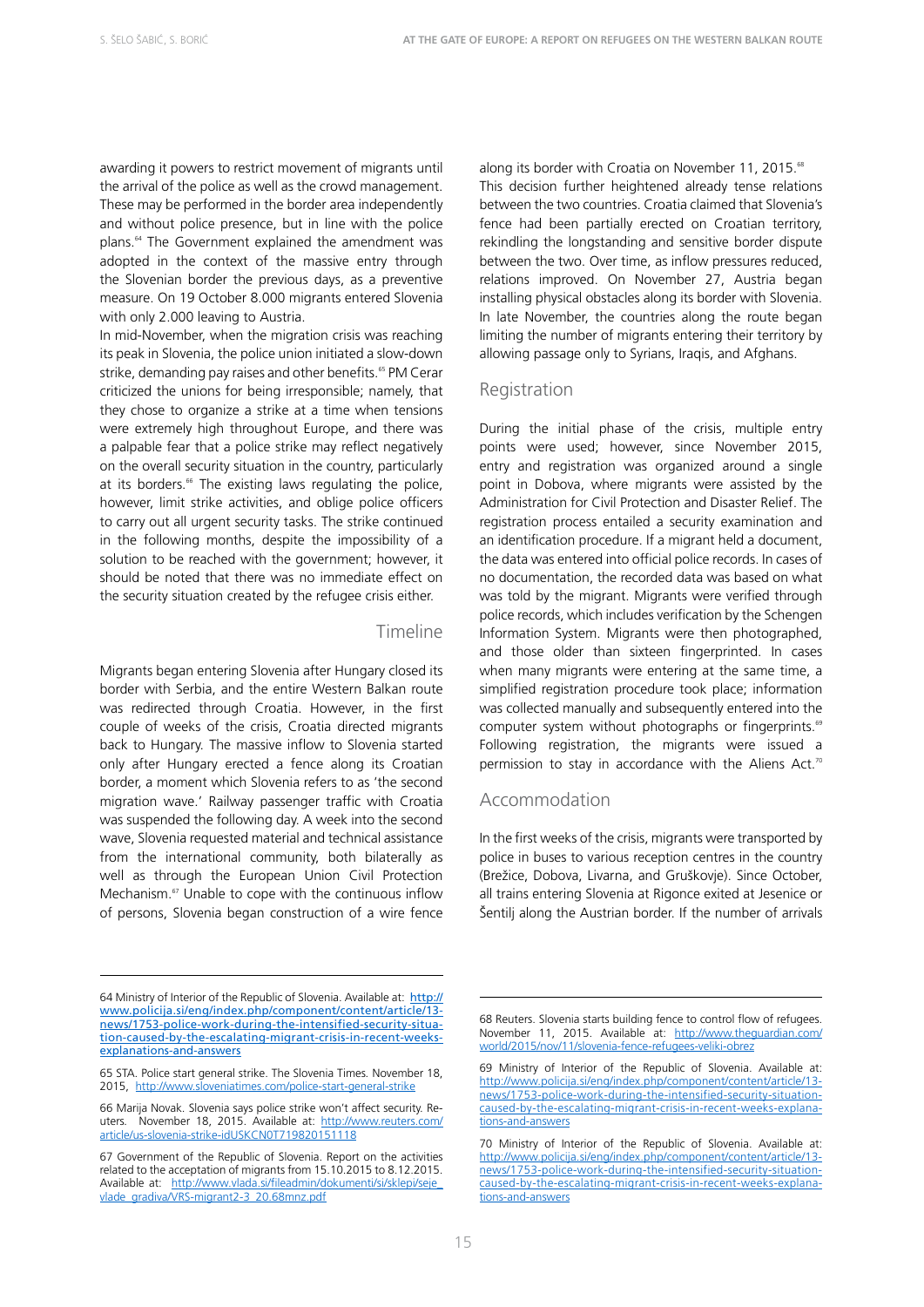awarding it powers to restrict movement of migrants until the arrival of the police as well as the crowd management. These may be performed in the border area independently and without police presence, but in line with the police plans.[64] The Government explained the amendment was adopted in the context of the massive entry through the Slovenian border the previous days, as a preventive measure. On 19 October 8.000 migrants entered Slovenia with only 2.000 leaving to Austria.

In mid-November, when the migration crisis was reaching its peak in Slovenia, the police union initiated a slow-down strike, demanding pay raises and other benefits.[65] PM Cerar criticized the unions for being irresponsible; namely, that they chose to organize a strike at a time when tensions were extremely high throughout Europe, and there was a palpable fear that a police strike may reflect negatively on the overall security situation in the country, particularly at its borders.[66] The existing laws regulating the police, however, limit strike activities, and oblige police officers to carry out all urgent security tasks. The strike continued in the following months, despite the impossibility of a solution to be reached with the government; however, it should be noted that there was no immediate effect on the security situation created by the refugee crisis either.

## Timeline

Migrants began entering Slovenia after Hungary closed its border with Serbia, and the entire Western Balkan route was redirected through Croatia. However, in the first couple of weeks of the crisis, Croatia directed migrants back to Hungary. The massive inflow to Slovenia started only after Hungary erected a fence along its Croatian border, a moment which Slovenia refers to as 'the second migration wave.' Railway passenger traffic with Croatia was suspended the following day. A week into the second wave, Slovenia requested material and technical assistance from the international community, both bilaterally as well as through the European Union Civil Protection Mechanism.[67] Unable to cope with the continuous inflow of persons, Slovenia began construction of a wire fence along its border with Croatia on November 11, 2015.[68] This decision further heightened already tense relations between the two countries. Croatia claimed that Slovenia's fence had been partially erected on Croatian territory, rekindling the longstanding and sensitive border dispute between the two. Over time, as inflow pressures reduced, relations improved. On November 27, Austria began installing physical obstacles along its border with Slovenia. In late November, the countries along the route began limiting the number of migrants entering their territory by allowing passage only to Syrians, Iraqis, and Afghans.

## Registration

During the initial phase of the crisis, multiple entry points were used; however, since November 2015, entry and registration was organized around a single point in Dobova, where migrants were assisted by the Administration for Civil Protection and Disaster Relief. The registration process entailed a security examination and an identification procedure. If a migrant held a document, the data was entered into official police records. In cases of no documentation, the recorded data was based on what was told by the migrant. Migrants were verified through police records, which includes verification by the Schengen Information System. Migrants were then photographed, and those older than sixteen fingerprinted. In cases when many migrants were entering at the same time, a simplified registration procedure took place; information was collected manually and subsequently entered into the computer system without photographs or fingerprints.[69] Following registration, the migrants were issued a permission to stay in accordance with the Aliens Act.[70]

## Accommodation

In the first weeks of the crisis, migrants were transported by police in buses to various reception centres in the country (Brežice, Dobova, Livarna, and Gruškovje). Since October, all trains entering Slovenia at Rigonce exited at Jesenice or Šentilj along the Austrian border. If the number of arrivals

---

64 Ministry of Interior of the Republic of Slovenia. Available at: http://www.policija.si/eng/index.php/component/content/article/13-news/1753-police-work-during-the-intensified-security-situation-caused-by-the-escalating-migrant-crisis-in-recent-weeks-explanations-and-answers

65 STA. Police start general strike. The Slovenia Times. November 18, 2015, http://www.sloveniatimes.com/police-start-general-strike

66 Marija Novak. Slovenia says police strike won't affect security. Reuters. November 18, 2015. Available at: http://www.reuters.com/article/us-slovenia-strike-idUSKCN0T719820151118

67 Government of the Republic of Slovenia. Report on the activities related to the acceptation of migrants from 15.10.2015 to 8.12.2015. Available at: http://www.vlada.si/fileadmin/dokumenti/si/sklepi/seje_vlade_gradiva/VRS-migrant2-3_20.68mnz.pdf

68 Reuters. Slovenia starts building fence to control flow of refugees. November 11, 2015. Available at: http://www.theguardian.com/world/2015/nov/11/slovenia-fence-refugees-veliki-obrez

69 Ministry of Interior of the Republic of Slovenia. Available at: http://www.policija.si/eng/index.php/component/content/article/13-news/1753-police-work-during-the-intensified-security-situation-caused-by-the-escalating-migrant-crisis-in-recent-weeks-explanations-and-answers

70 Ministry of Interior of the Republic of Slovenia. Available at: http://www.policija.si/eng/index.php/component/content/article/13-news/1753-police-work-during-the-intensified-security-situation-caused-by-the-escalating-migrant-crisis-in-recent-weeks-explanations-and-answers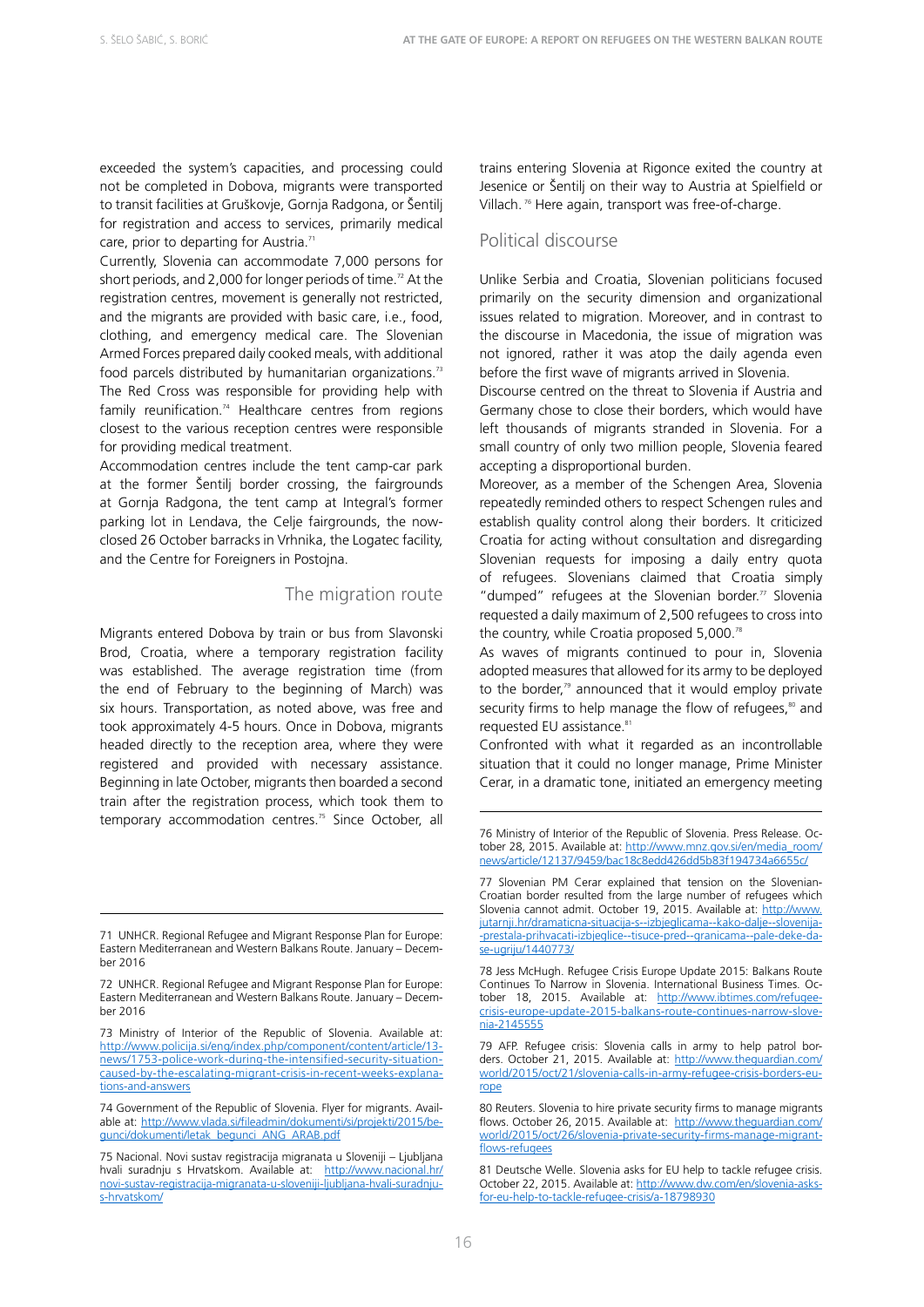exceeded the system's capacities, and processing could not be completed in Dobova, migrants were transported to transit facilities at Gruškovje, Gornja Radgona, or Šentilj for registration and access to services, primarily medical care, prior to departing for Austria.[71]

Currently, Slovenia can accommodate 7,000 persons for short periods, and 2,000 for longer periods of time.[72] At the registration centres, movement is generally not restricted, and the migrants are provided with basic care, i.e., food, clothing, and emergency medical care. The Slovenian Armed Forces prepared daily cooked meals, with additional food parcels distributed by humanitarian organizations.[73] The Red Cross was responsible for providing help with family reunification.[74] Healthcare centres from regions closest to the various reception centres were responsible for providing medical treatment.

Accommodation centres include the tent camp-car park at the former Šentilj border crossing, the fairgrounds at Gornja Radgona, the tent camp at Integral's former parking lot in Lendava, the Celje fairgrounds, the now-closed 26 October barracks in Vrhnika, the Logatec facility, and the Centre for Foreigners in Postojna.

### The migration route

Migrants entered Dobova by train or bus from Slavonski Brod, Croatia, where a temporary registration facility was established. The average registration time (from the end of February to the beginning of March) was six hours. Transportation, as noted above, was free and took approximately 4-5 hours. Once in Dobova, migrants headed directly to the reception area, where they were registered and provided with necessary assistance. Beginning in late October, migrants then boarded a second train after the registration process, which took them to temporary accommodation centres.[75] Since October, all trains entering Slovenia at Rigonce exited the country at Jesenice or Šentilj on their way to Austria at Spielfield or Villach.[76] Here again, transport was free-of-charge.

### Political discourse

Unlike Serbia and Croatia, Slovenian politicians focused primarily on the security dimension and organizational issues related to migration. Moreover, and in contrast to the discourse in Macedonia, the issue of migration was not ignored, rather it was atop the daily agenda even before the first wave of migrants arrived in Slovenia.

Discourse centred on the threat to Slovenia if Austria and Germany chose to close their borders, which would have left thousands of migrants stranded in Slovenia. For a small country of only two million people, Slovenia feared accepting a disproportional burden.

Moreover, as a member of the Schengen Area, Slovenia repeatedly reminded others to respect Schengen rules and establish quality control along their borders. It criticized Croatia for acting without consultation and disregarding Slovenian requests for imposing a daily entry quota of refugees. Slovenians claimed that Croatia simply "dumped" refugees at the Slovenian border.[77] Slovenia requested a daily maximum of 2,500 refugees to cross into the country, while Croatia proposed 5,000.[78]

As waves of migrants continued to pour in, Slovenia adopted measures that allowed for its army to be deployed to the border,[79] announced that it would employ private security firms to help manage the flow of refugees,[80] and requested EU assistance.[81]

Confronted with what it regarded as an incontrollable situation that it could no longer manage, Prime Minister Cerar, in a dramatic tone, initiated an emergency meeting

---

71 UNHCR. Regional Refugee and Migrant Response Plan for Europe: Eastern Mediterranean and Western Balkans Route. January – December 2016

72 UNHCR. Regional Refugee and Migrant Response Plan for Europe: Eastern Mediterranean and Western Balkans Route. January – December 2016

73 Ministry of Interior of the Republic of Slovenia. Available at: http://www.policija.si/eng/index.php/component/content/article/13-news/1753-police-work-during-the-intensified-security-situation-caused-by-the-escalating-migrant-crisis-in-recent-weeks-explanations-and-answers

74 Government of the Republic of Slovenia. Flyer for migrants. Available at: http://www.vlada.si/fileadmin/dokumenti/si/projekti/2015/begunci/dokumenti/letak_begunci_ANG_ARAB.pdf

75 Nacional. Novi sustav registracija migranata u Sloveniji – Ljubljana hvali suradnju s Hrvatskom. Available at: http://www.nacional.hr/novi-sustav-registracija-migranata-u-sloveniji-ljubljana-hvali-suradnju-s-hrvatskom/

76 Ministry of Interior of the Republic of Slovenia. Press Release. October 28, 2015. Available at: http://www.mnz.gov.si/en/media_room/news/article/12137/9459/bac18c8edd426dd5b83f194734a6655c/

77 Slovenian PM Cerar explained that tension on the Slovenian-Croatian border resulted from the large number of refugees which Slovenia cannot admit. October 19, 2015. Available at: http://www.jutarnji.hr/dramaticna-situacija-s--izbjeglicama--kako-dalje--slovenija--prestala-prihvacati-izbjeglice--tisuce-pred--granicama--pale-deke-da-se-ugriju/1440773/

78 Jess McHugh. Refugee Crisis Europe Update 2015: Balkans Route Continues To Narrow in Slovenia. International Business Times. October 18, 2015. Available at: http://www.ibtimes.com/refugee-crisis-europe-update-2015-balkans-route-continues-narrow-slovenia-2145555

79 AFP. Refugee crisis: Slovenia calls in army to help patrol borders. October 21, 2015. Available at: http://www.theguardian.com/world/2015/oct/21/slovenia-calls-in-army-refugee-crisis-borders-europe

80 Reuters. Slovenia to hire private security firms to manage migrants flows. October 26, 2015. Available at: http://www.theguardian.com/world/2015/oct/26/slovenia-private-security-firms-manage-migrant-flows-refugees

81 Deutsche Welle. Slovenia asks for EU help to tackle refugee crisis. October 22, 2015. Available at: http://www.dw.com/en/slovenia-asks-for-eu-help-to-tackle-refugee-crisis/a-18798930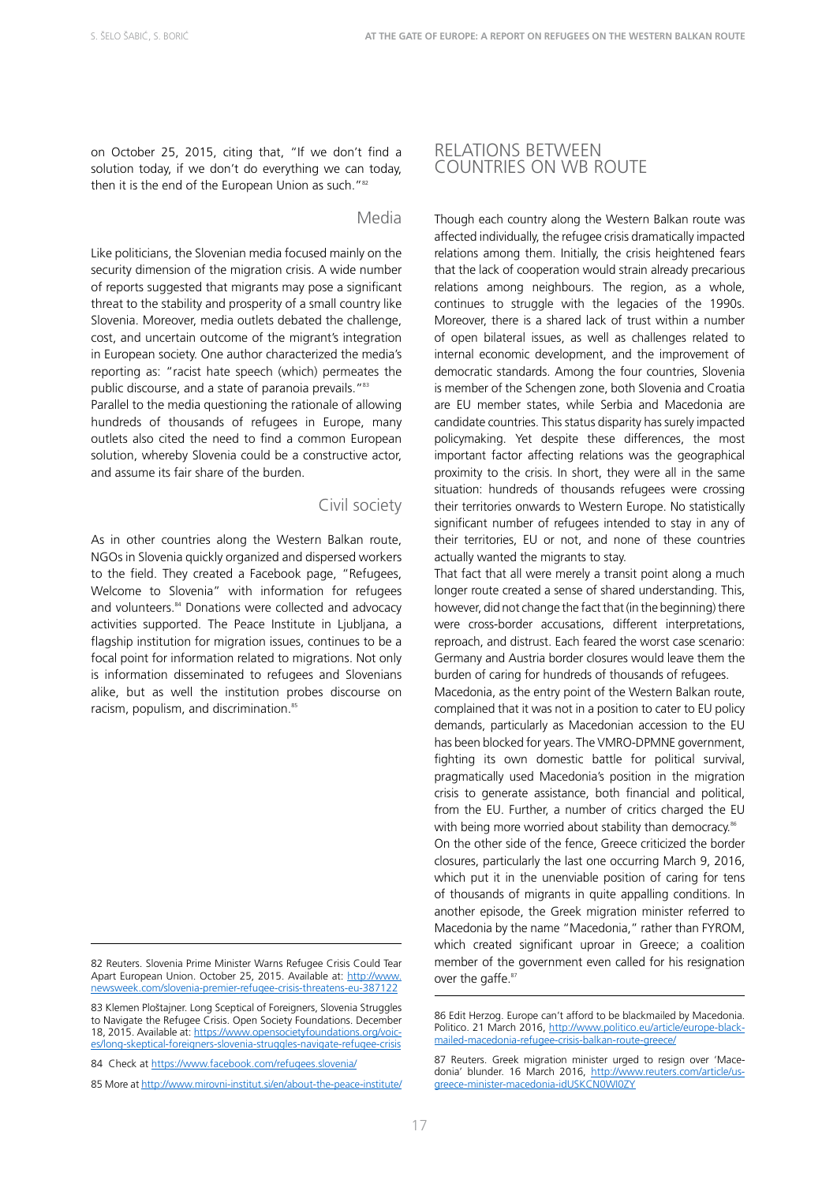on October 25, 2015, citing that, "If we don't find a solution today, if we don't do everything we can today, then it is the end of the European Union as such."[82]

### Media

Like politicians, the Slovenian media focused mainly on the security dimension of the migration crisis. A wide number of reports suggested that migrants may pose a significant threat to the stability and prosperity of a small country like Slovenia. Moreover, media outlets debated the challenge, cost, and uncertain outcome of the migrant's integration in European society. One author characterized the media's reporting as: "racist hate speech (which) permeates the public discourse, and a state of paranoia prevails."[83]

Parallel to the media questioning the rationale of allowing hundreds of thousands of refugees in Europe, many outlets also cited the need to find a common European solution, whereby Slovenia could be a constructive actor, and assume its fair share of the burden.

### Civil society

As in other countries along the Western Balkan route, NGOs in Slovenia quickly organized and dispersed workers to the field. They created a Facebook page, "Refugees, Welcome to Slovenia" with information for refugees and volunteers.[84] Donations were collected and advocacy activities supported. The Peace Institute in Ljubljana, a flagship institution for migration issues, continues to be a focal point for information related to migrations. Not only is information disseminated to refugees and Slovenians alike, but as well the institution probes discourse on racism, populism, and discrimination.[85]

## RELATIONS BETWEEN COUNTRIES ON WB ROUTE

Though each country along the Western Balkan route was affected individually, the refugee crisis dramatically impacted relations among them. Initially, the crisis heightened fears that the lack of cooperation would strain already precarious relations among neighbours. The region, as a whole, continues to struggle with the legacies of the 1990s. Moreover, there is a shared lack of trust within a number of open bilateral issues, as well as challenges related to internal economic development, and the improvement of democratic standards. Among the four countries, Slovenia is member of the Schengen zone, both Slovenia and Croatia are EU member states, while Serbia and Macedonia are candidate countries. This status disparity has surely impacted policymaking. Yet despite these differences, the most important factor affecting relations was the geographical proximity to the crisis. In short, they were all in the same situation: hundreds of thousands refugees were crossing their territories onwards to Western Europe. No statistically significant number of refugees intended to stay in any of their territories, EU or not, and none of these countries actually wanted the migrants to stay.

That fact that all were merely a transit point along a much longer route created a sense of shared understanding. This, however, did not change the fact that (in the beginning) there were cross-border accusations, different interpretations, reproach, and distrust. Each feared the worst case scenario: Germany and Austria border closures would leave them the burden of caring for hundreds of thousands of refugees.

Macedonia, as the entry point of the Western Balkan route, complained that it was not in a position to cater to EU policy demands, particularly as Macedonian accession to the EU has been blocked for years. The VMRO-DPMNE government, fighting its own domestic battle for political survival, pragmatically used Macedonia's position in the migration crisis to generate assistance, both financial and political, from the EU. Further, a number of critics charged the EU with being more worried about stability than democracy.[86]

On the other side of the fence, Greece criticized the border closures, particularly the last one occurring March 9, 2016, which put it in the unenviable position of caring for tens of thousands of migrants in quite appalling conditions. In another episode, the Greek migration minister referred to Macedonia by the name "Macedonia," rather than FYROM, which created significant uproar in Greece; a coalition member of the government even called for his resignation over the gaffe.[87]

---

82 Reuters. Slovenia Prime Minister Warns Refugee Crisis Could Tear Apart European Union. October 25, 2015. Available at: http://www.newsweek.com/slovenia-premier-refugee-crisis-threatens-eu-387122

83 Klemen Ploštajner. Long Sceptical of Foreigners, Slovenia Struggles to Navigate the Refugee Crisis. Open Society Foundations. December 18, 2015. Available at: https://www.opensocietyfoundations.org/voices/long-skeptical-foreigners-slovenia-struggles-navigate-refugee-crisis

84 Check at https://www.facebook.com/refugees.slovenia/

85 More at http://www.mirovni-institut.si/en/about-the-peace-institute/

86 Edit Herzog. Europe can't afford to be blackmailed by Macedonia. Politico. 21 March 2016, http://www.politico.eu/article/europe-blackmailed-macedonia-refugee-crisis-balkan-route-greece/

87 Reuters. Greek migration minister urged to resign over 'Macedonia' blunder. 16 March 2016, http://www.reuters.com/article/us-greece-minister-macedonia-idUSKCN0WI0ZY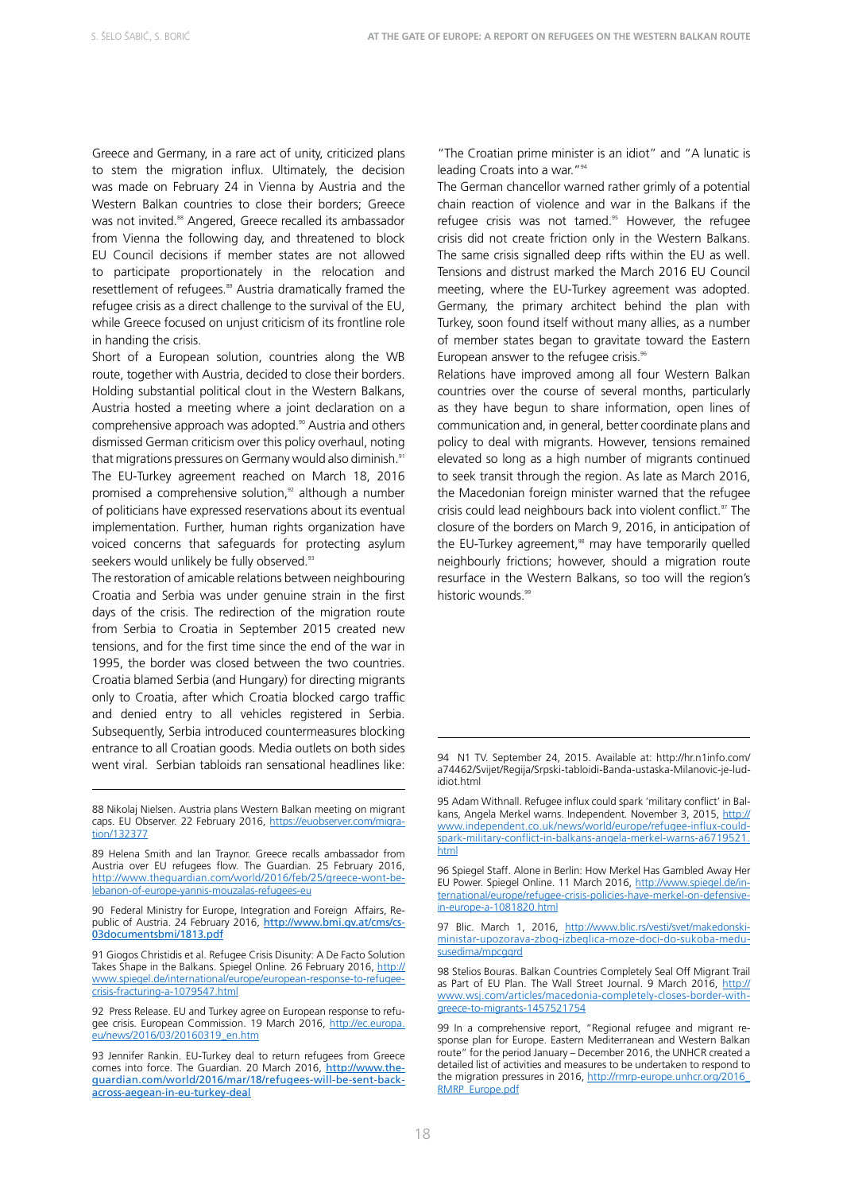Greece and Germany, in a rare act of unity, criticized plans to stem the migration influx. Ultimately, the decision was made on February 24 in Vienna by Austria and the Western Balkan countries to close their borders; Greece was not invited.[88] Angered, Greece recalled its ambassador from Vienna the following day, and threatened to block EU Council decisions if member states are not allowed to participate proportionately in the relocation and resettlement of refugees.[89] Austria dramatically framed the refugee crisis as a direct challenge to the survival of the EU, while Greece focused on unjust criticism of its frontline role in handing the crisis.

Short of a European solution, countries along the WB route, together with Austria, decided to close their borders. Holding substantial political clout in the Western Balkans, Austria hosted a meeting where a joint declaration on a comprehensive approach was adopted.[90] Austria and others dismissed German criticism over this policy overhaul, noting that migrations pressures on Germany would also diminish.[91] The EU-Turkey agreement reached on March 18, 2016 promised a comprehensive solution,[92] although a number of politicians have expressed reservations about its eventual implementation. Further, human rights organization have voiced concerns that safeguards for protecting asylum seekers would unlikely be fully observed.[93]

The restoration of amicable relations between neighbouring Croatia and Serbia was under genuine strain in the first days of the crisis. The redirection of the migration route from Serbia to Croatia in September 2015 created new tensions, and for the first time since the end of the war in 1995, the border was closed between the two countries. Croatia blamed Serbia (and Hungary) for directing migrants only to Croatia, after which Croatia blocked cargo traffic and denied entry to all vehicles registered in Serbia. Subsequently, Serbia introduced countermeasures blocking entrance to all Croatian goods. Media outlets on both sides went viral. Serbian tabloids ran sensational headlines like: "The Croatian prime minister is an idiot" and "A lunatic is leading Croats into a war."[94]

The German chancellor warned rather grimly of a potential chain reaction of violence and war in the Balkans if the refugee crisis was not tamed.[95] However, the refugee crisis did not create friction only in the Western Balkans. The same crisis signalled deep rifts within the EU as well. Tensions and distrust marked the March 2016 EU Council meeting, where the EU-Turkey agreement was adopted. Germany, the primary architect behind the plan with Turkey, soon found itself without many allies, as a number of member states began to gravitate toward the Eastern European answer to the refugee crisis.[96]

Relations have improved among all four Western Balkan countries over the course of several months, particularly as they have begun to share information, open lines of communication and, in general, better coordinate plans and policy to deal with migrants. However, tensions remained elevated so long as a high number of migrants continued to seek transit through the region. As late as March 2016, the Macedonian foreign minister warned that the refugee crisis could lead neighbours back into violent conflict.[97] The closure of the borders on March 9, 2016, in anticipation of the EU-Turkey agreement,[98] may have temporarily quelled neighbourly frictions; however, should a migration route resurface in the Western Balkans, so too will the region's historic wounds.[99]

---

88 Nikolaj Nielsen. Austria plans Western Balkan meeting on migrant caps. EU Observer. 22 February 2016, https://euobserver.com/migration/132377

89 Helena Smith and Ian Traynor. Greece recalls ambassador from Austria over EU refugees flow. The Guardian. 25 February 2016, http://www.theguardian.com/world/2016/feb/25/greece-wont-be-lebanon-of-europe-yannis-mouzalas-refugees-eu

90 Federal Ministry for Europe, Integration and Foreign Affairs, Republic of Austria. 24 February 2016, http://www.bmi.gv.at/cms/cs03documentsbmi/1813.pdf

91 Giogos Christidis et al. Refugee Crisis Disunity: A De Facto Solution Takes Shape in the Balkans. Spiegel Online. 26 February 2016, http://www.spiegel.de/international/europe/european-response-to-refugee-crisis-fracturing-a-1079547.html

92 Press Release. EU and Turkey agree on European response to refugee crisis. European Commission. 19 March 2016, http://ec.europa.eu/news/2016/03/20160319_en.htm

93 Jennifer Rankin. EU-Turkey deal to return refugees from Greece comes into force. The Guardian. 20 March 2016, http://www.theguardian.com/world/2016/mar/18/refugees-will-be-sent-back-across-aegean-in-eu-turkey-deal

94 N1 TV. September 24, 2015. Available at: http://hr.n1info.com/a74462/Svijet/Regija/Srpski-tabloidi-Banda-ustaska-Milanovic-je-lud-idiot.html

95 Adam Withnall. Refugee influx could spark 'military conflict' in Balkans, Angela Merkel warns. Independent. November 3, 2015, http://www.independent.co.uk/news/world/europe/refugee-influx-could-spark-military-conflict-in-balkans-angela-merkel-warns-a6719521.html

96 Spiegel Staff. Alone in Berlin: How Merkel Has Gambled Away Her EU Power. Spiegel Online. 11 March 2016, http://www.spiegel.de/international/europe/refugee-crisis-policies-have-merkel-on-defensive-in-europe-a-1081820.html

97 Blic. March 1, 2016, http://www.blic.rs/vesti/svet/makedonski-ministar-upozorava-zbog-izbeglica-moze-doci-do-sukoba-medu-susedima/mpcgqrd

98 Stelios Bouras. Balkan Countries Completely Seal Off Migrant Trail as Part of EU Plan. The Wall Street Journal. 9 March 2016, http://www.wsj.com/articles/macedonia-completely-closes-border-with-greece-to-migrants-1457521754

99 In a comprehensive report, "Regional refugee and migrant response plan for Europe. Eastern Mediterranean and Western Balkan route" for the period January – December 2016, the UNHCR created a detailed list of activities and measures to be undertaken to respond to the migration pressures in 2016, http://rmrp-europe.unhcr.org/2016_RMRP_Europe.pdf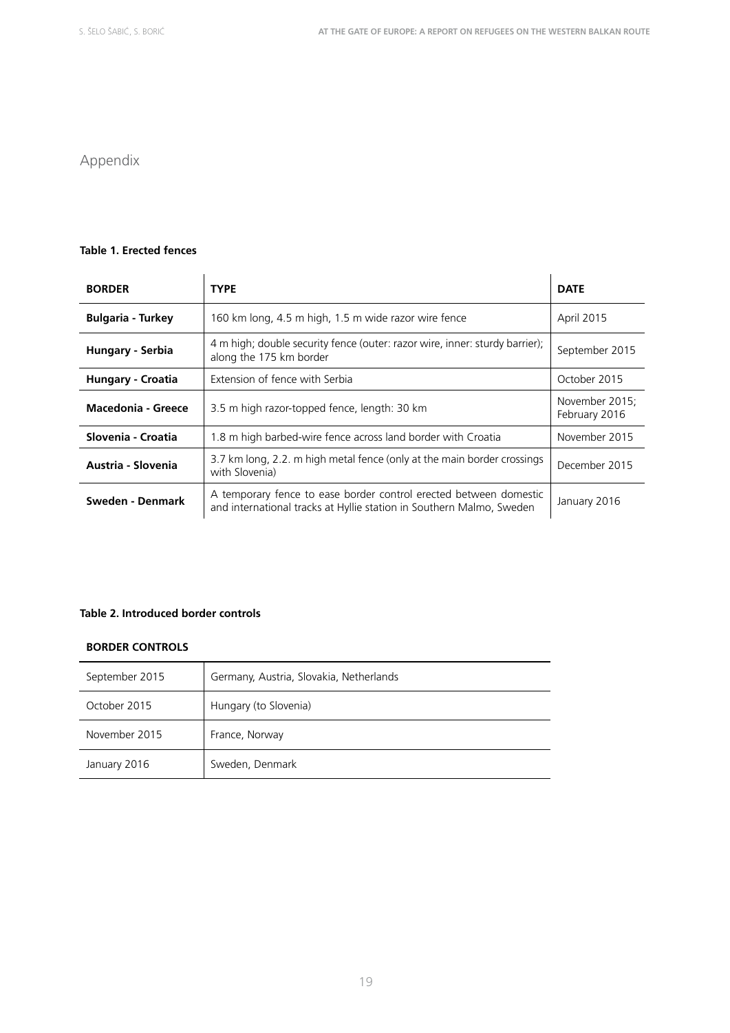# Appendix

**Table 1. Erected fences**

| BORDER | TYPE | DATE |
|---|---|---|
| **Bulgaria - Turkey** | 160 km long, 4.5 m high, 1.5 m wide razor wire fence | April 2015 |
| **Hungary - Serbia** | 4 m high; double security fence (outer: razor wire, inner: sturdy barrier); along the 175 km border | September 2015 |
| **Hungary - Croatia** | Extension of fence with Serbia | October 2015 |
| **Macedonia - Greece** | 3.5 m high razor-topped fence, length: 30 km | November 2015; February 2016 |
| **Slovenia - Croatia** | 1.8 m high barbed-wire fence across land border with Croatia | November 2015 |
| **Austria - Slovenia** | 3.7 km long, 2.2. m high metal fence (only at the main border crossings with Slovenia) | December 2015 |
| **Sweden - Denmark** | A temporary fence to ease border control erected between domestic and international tracks at Hyllie station in Southern Malmo, Sweden | January 2016 |

**Table 2. Introduced border controls**

| **BORDER CONTROLS** | |
|---|---|
| September 2015 | Germany, Austria, Slovakia, Netherlands |
| October 2015 | Hungary (to Slovenia) |
| November 2015 | France, Norway |
| January 2016 | Sweden, Denmark |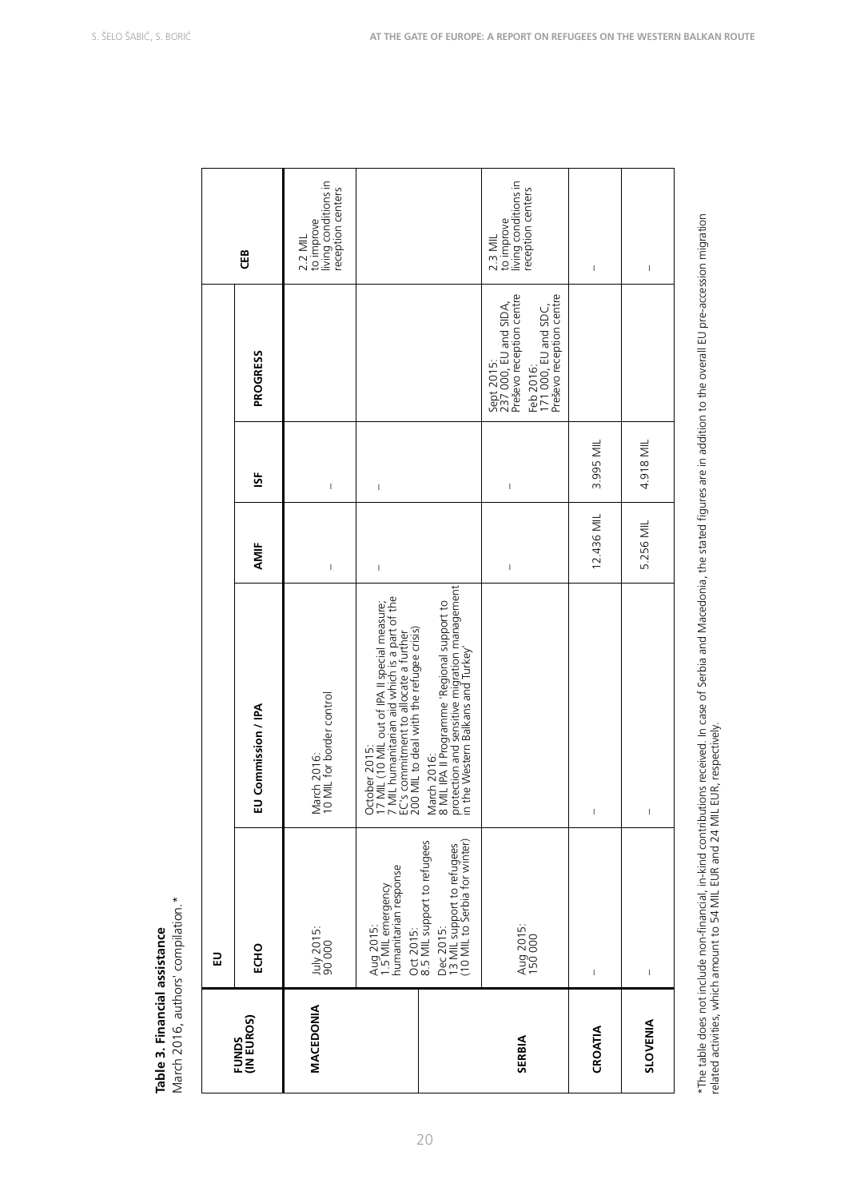**Table 3. Financial assistance**
March 2016, authors' compilation.*

| FUNDS (IN EUROS) | EU | | | | | CEB |
|---|---|---|---|---|---|---|
| | ECHO | EU Commission / IPA | AMIF | ISF | PROGRESS | |
| MACEDONIA | July 2015: 90 000 | March 2016: 10 MIL for border control | – | – | | 2.2 MIL to improve living conditions in reception centers |
| | Aug 2015: 1.5 MIL emergency humanitarian response<br>Oct 2015: 8.5 MIL support to refugees<br>Dec 2015: 13 MIL support to refugees (10 MIL to Serbia for winter) | October 2015: 17 MIL (10 MIL out of IPA II special measure; 7 MIL humanitarian aid which is a part of the EC's commitment to allocate a further 200 MIL to deal with the refugee crisis)<br>March 2016: 8 MIL IPA II Programme 'Regional support to protection and sensitive migration management in the Western Balkans and Turkey' | – | – | | |
| SERBIA | Aug 2015: 150 000 | | – | – | Sept 2015: 237 000, EU and SIDA, Preševo reception centre<br>Feb 2016: 171 000, EU and SDC, Preševo reception centre | 2.3 MIL to improve living conditions in reception centers |
| CROATIA | – | – | 12.436 MIL | 3.995 MIL | | – |
| SLOVENIA | – | – | 5.256 MIL | 4.918 MIL | | – |

*The table does not include non-financial, in-kind contributions received. In case of Serbia and Macedonia, the stated figures are in addition to the overall EU pre-accession migration related activities, which amount to 54 MIL EUR and 24 MIL EUR, respectively.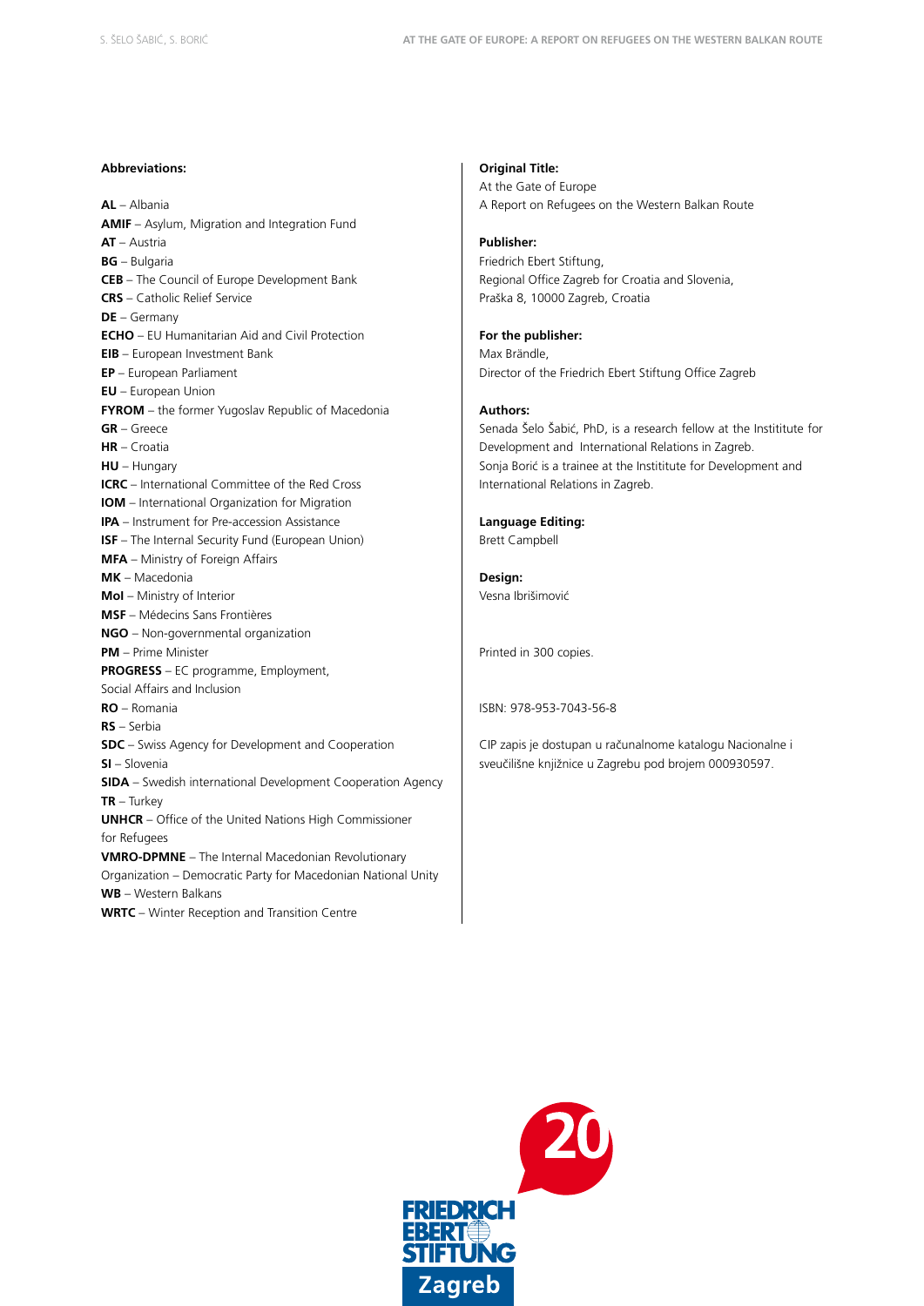**Abbreviations:**

**AL** – Albania
**AMIF** – Asylum, Migration and Integration Fund
**AT** – Austria
**BG** – Bulgaria
**CEB** – The Council of Europe Development Bank
**CRS** – Catholic Relief Service
**DE** – Germany
**ECHO** – EU Humanitarian Aid and Civil Protection
**EIB** – European Investment Bank
**EP** – European Parliament
**EU** – European Union
**FYROM** – the former Yugoslav Republic of Macedonia
**GR** – Greece
**HR** – Croatia
**HU** – Hungary
**ICRC** – International Committee of the Red Cross
**IOM** – International Organization for Migration
**IPA** – Instrument for Pre-accession Assistance
**ISF** – The Internal Security Fund (European Union)
**MFA** – Ministry of Foreign Affairs
**MK** – Macedonia
**MoI** – Ministry of Interior
**MSF** – Médecins Sans Frontières
**NGO** – Non-governmental organization
**PM** – Prime Minister
**PROGRESS** – EC programme, Employment, Social Affairs and Inclusion
**RO** – Romania
**RS** – Serbia
**SDC** – Swiss Agency for Development and Cooperation
**SI** – Slovenia
**SIDA** – Swedish international Development Cooperation Agency
**TR** – Turkey
**UNHCR** – Office of the United Nations High Commissioner for Refugees
**VMRO-DPMNE** – The Internal Macedonian Revolutionary Organization – Democratic Party for Macedonian National Unity
**WB** – Western Balkans
**WRTC** – Winter Reception and Transition Centre

**Original Title:**
At the Gate of Europe
A Report on Refugees on the Western Balkan Route

**Publisher:**
Friedrich Ebert Stiftung,
Regional Office Zagreb for Croatia and Slovenia,
Praška 8, 10000 Zagreb, Croatia

**For the publisher:**
Max Brändle,
Director of the Friedrich Ebert Stiftung Office Zagreb

**Authors:**
Senada Šelo Šabić, PhD, is a research fellow at the Instititute for Development and International Relations in Zagreb.
Sonja Borić is a trainee at the Instititute for Development and International Relations in Zagreb.

**Language Editing:**
Brett Campbell

**Design:**
Vesna Ibrišimović

Printed in 300 copies.

ISBN: 978-953-7043-56-8

CIP zapis je dostupan u računalnome katalogu Nacionalne i sveučilišne knjižnice u Zagrebu pod brojem 000930597.

20
FRIEDRICH EBERT STIFTUNG
Zagreb